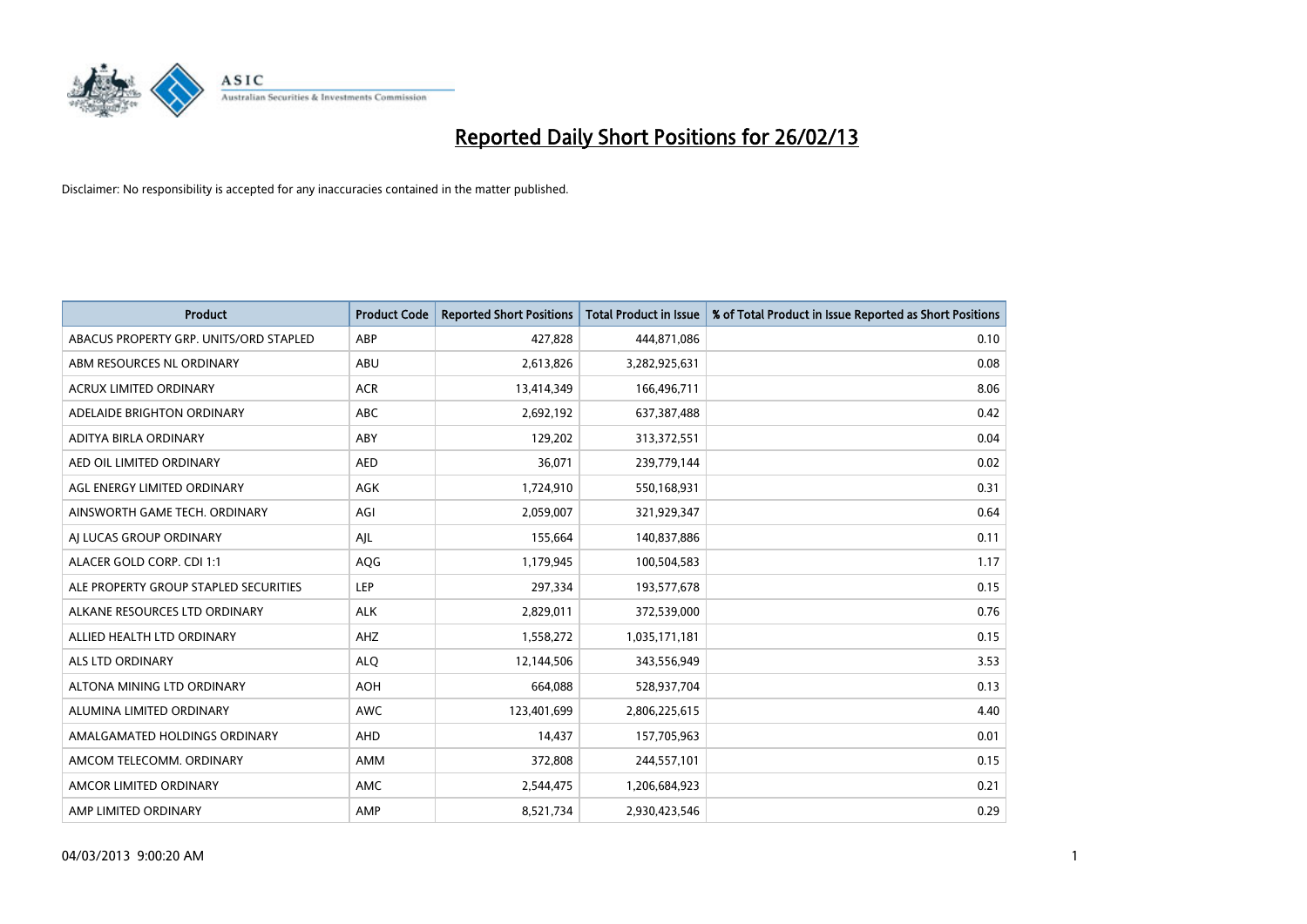# Reported Daily Short Positions for 26/02/13

Disclaimer: No responsibility is accepted for any inaccuracies contained in the matter published.

| Product | Product Code | Reported Short Positions | Total Product in Issue | % of Total Product in Issue Reported as Short Positions |
|---|---|---|---|---|
| ABACUS PROPERTY GRP. UNITS/ORD STAPLED | ABP | 427,828 | 444,871,086 | 0.10 |
| ABM RESOURCES NL ORDINARY | ABU | 2,613,826 | 3,282,925,631 | 0.08 |
| ACRUX LIMITED ORDINARY | ACR | 13,414,349 | 166,496,711 | 8.06 |
| ADELAIDE BRIGHTON ORDINARY | ABC | 2,692,192 | 637,387,488 | 0.42 |
| ADITYA BIRLA ORDINARY | ABY | 129,202 | 313,372,551 | 0.04 |
| AED OIL LIMITED ORDINARY | AED | 36,071 | 239,779,144 | 0.02 |
| AGL ENERGY LIMITED ORDINARY | AGK | 1,724,910 | 550,168,931 | 0.31 |
| AINSWORTH GAME TECH. ORDINARY | AGI | 2,059,007 | 321,929,347 | 0.64 |
| AJ LUCAS GROUP ORDINARY | AJL | 155,664 | 140,837,886 | 0.11 |
| ALACER GOLD CORP. CDI 1:1 | AQG | 1,179,945 | 100,504,583 | 1.17 |
| ALE PROPERTY GROUP STAPLED SECURITIES | LEP | 297,334 | 193,577,678 | 0.15 |
| ALKANE RESOURCES LTD ORDINARY | ALK | 2,829,011 | 372,539,000 | 0.76 |
| ALLIED HEALTH LTD ORDINARY | AHZ | 1,558,272 | 1,035,171,181 | 0.15 |
| ALS LTD ORDINARY | ALQ | 12,144,506 | 343,556,949 | 3.53 |
| ALTONA MINING LTD ORDINARY | AOH | 664,088 | 528,937,704 | 0.13 |
| ALUMINA LIMITED ORDINARY | AWC | 123,401,699 | 2,806,225,615 | 4.40 |
| AMALGAMATED HOLDINGS ORDINARY | AHD | 14,437 | 157,705,963 | 0.01 |
| AMCOM TELECOMM. ORDINARY | AMM | 372,808 | 244,557,101 | 0.15 |
| AMCOR LIMITED ORDINARY | AMC | 2,544,475 | 1,206,684,923 | 0.21 |
| AMP LIMITED ORDINARY | AMP | 8,521,734 | 2,930,423,546 | 0.29 |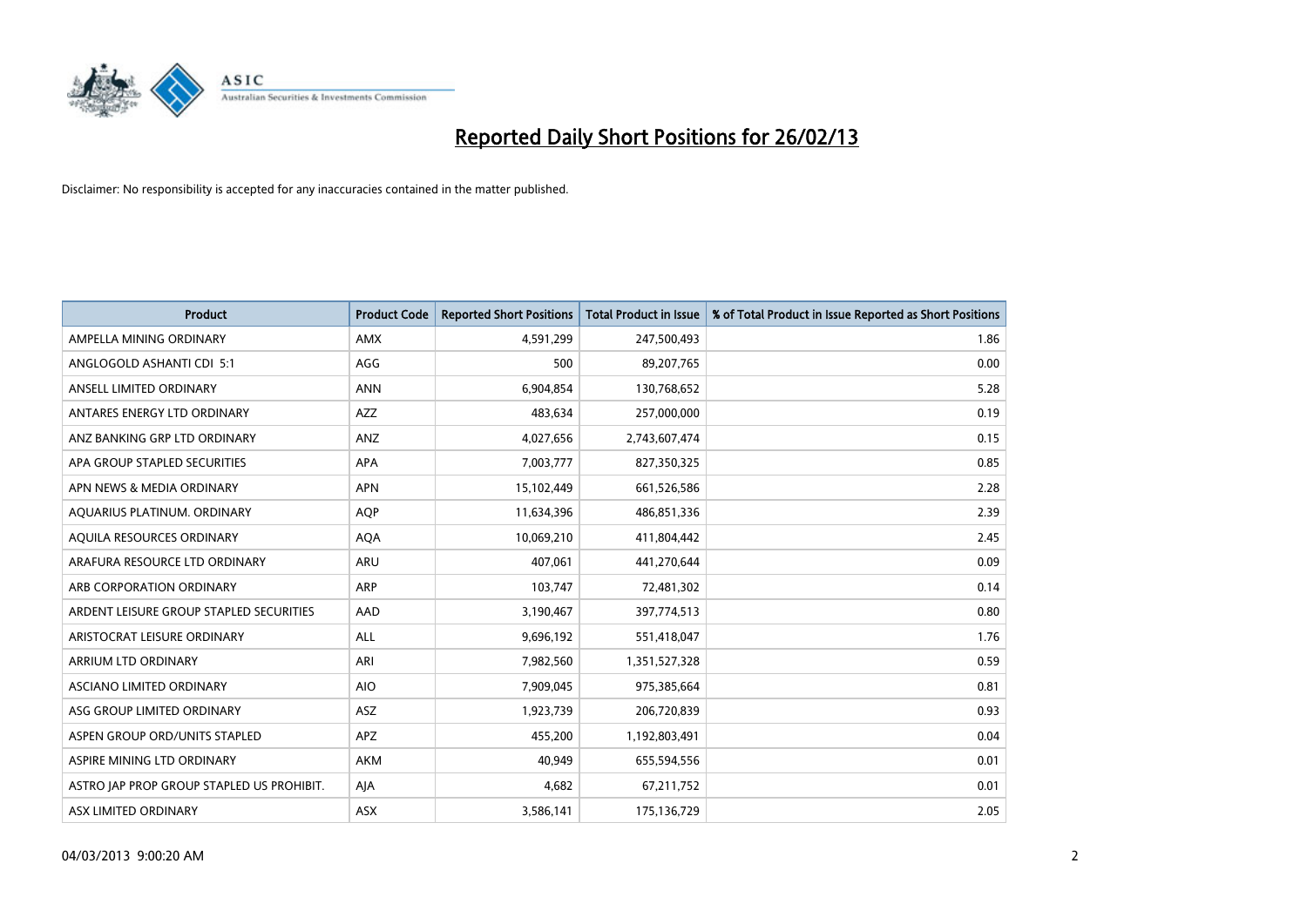# Reported Daily Short Positions for 26/02/13

Disclaimer: No responsibility is accepted for any inaccuracies contained in the matter published.

| Product | Product Code | Reported Short Positions | Total Product in Issue | % of Total Product in Issue Reported as Short Positions |
|---|---|---|---|---|
| AMPELLA MINING ORDINARY | AMX | 4,591,299 | 247,500,493 | 1.86 |
| ANGLOGOLD ASHANTI CDI 5:1 | AGG | 500 | 89,207,765 | 0.00 |
| ANSELL LIMITED ORDINARY | ANN | 6,904,854 | 130,768,652 | 5.28 |
| ANTARES ENERGY LTD ORDINARY | AZZ | 483,634 | 257,000,000 | 0.19 |
| ANZ BANKING GRP LTD ORDINARY | ANZ | 4,027,656 | 2,743,607,474 | 0.15 |
| APA GROUP STAPLED SECURITIES | APA | 7,003,777 | 827,350,325 | 0.85 |
| APN NEWS & MEDIA ORDINARY | APN | 15,102,449 | 661,526,586 | 2.28 |
| AQUARIUS PLATINUM. ORDINARY | AQP | 11,634,396 | 486,851,336 | 2.39 |
| AQUILA RESOURCES ORDINARY | AQA | 10,069,210 | 411,804,442 | 2.45 |
| ARAFURA RESOURCE LTD ORDINARY | ARU | 407,061 | 441,270,644 | 0.09 |
| ARB CORPORATION ORDINARY | ARP | 103,747 | 72,481,302 | 0.14 |
| ARDENT LEISURE GROUP STAPLED SECURITIES | AAD | 3,190,467 | 397,774,513 | 0.80 |
| ARISTOCRAT LEISURE ORDINARY | ALL | 9,696,192 | 551,418,047 | 1.76 |
| ARRIUM LTD ORDINARY | ARI | 7,982,560 | 1,351,527,328 | 0.59 |
| ASCIANO LIMITED ORDINARY | AIO | 7,909,045 | 975,385,664 | 0.81 |
| ASG GROUP LIMITED ORDINARY | ASZ | 1,923,739 | 206,720,839 | 0.93 |
| ASPEN GROUP ORD/UNITS STAPLED | APZ | 455,200 | 1,192,803,491 | 0.04 |
| ASPIRE MINING LTD ORDINARY | AKM | 40,949 | 655,594,556 | 0.01 |
| ASTRO JAP PROP GROUP STAPLED US PROHIBIT. | AJA | 4,682 | 67,211,752 | 0.01 |
| ASX LIMITED ORDINARY | ASX | 3,586,141 | 175,136,729 | 2.05 |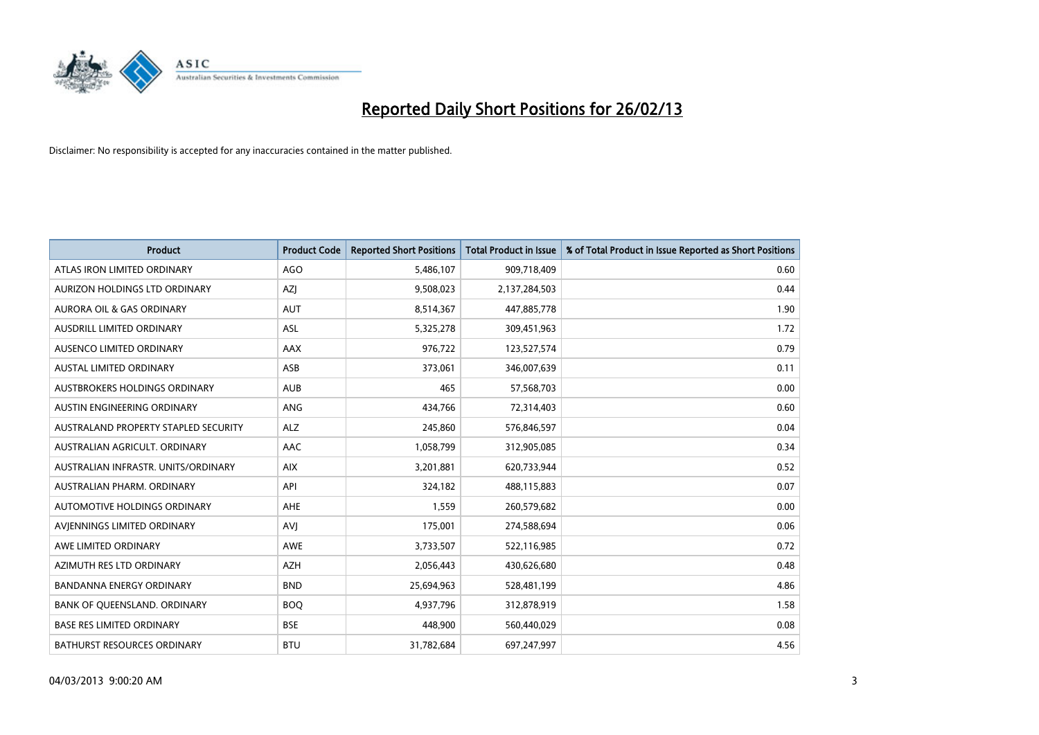# Reported Daily Short Positions for 26/02/13

Disclaimer: No responsibility is accepted for any inaccuracies contained in the matter published.

| Product | Product Code | Reported Short Positions | Total Product in Issue | % of Total Product in Issue Reported as Short Positions |
|---|---|---|---|---|
| ATLAS IRON LIMITED ORDINARY | AGO | 5,486,107 | 909,718,409 | 0.60 |
| AURIZON HOLDINGS LTD ORDINARY | AZJ | 9,508,023 | 2,137,284,503 | 0.44 |
| AURORA OIL & GAS ORDINARY | AUT | 8,514,367 | 447,885,778 | 1.90 |
| AUSDRILL LIMITED ORDINARY | ASL | 5,325,278 | 309,451,963 | 1.72 |
| AUSENCO LIMITED ORDINARY | AAX | 976,722 | 123,527,574 | 0.79 |
| AUSTAL LIMITED ORDINARY | ASB | 373,061 | 346,007,639 | 0.11 |
| AUSTBROKERS HOLDINGS ORDINARY | AUB | 465 | 57,568,703 | 0.00 |
| AUSTIN ENGINEERING ORDINARY | ANG | 434,766 | 72,314,403 | 0.60 |
| AUSTRALAND PROPERTY STAPLED SECURITY | ALZ | 245,860 | 576,846,597 | 0.04 |
| AUSTRALIAN AGRICULT. ORDINARY | AAC | 1,058,799 | 312,905,085 | 0.34 |
| AUSTRALIAN INFRASTR. UNITS/ORDINARY | AIX | 3,201,881 | 620,733,944 | 0.52 |
| AUSTRALIAN PHARM. ORDINARY | API | 324,182 | 488,115,883 | 0.07 |
| AUTOMOTIVE HOLDINGS ORDINARY | AHE | 1,559 | 260,579,682 | 0.00 |
| AVJENNINGS LIMITED ORDINARY | AVJ | 175,001 | 274,588,694 | 0.06 |
| AWE LIMITED ORDINARY | AWE | 3,733,507 | 522,116,985 | 0.72 |
| AZIMUTH RES LTD ORDINARY | AZH | 2,056,443 | 430,626,680 | 0.48 |
| BANDANNA ENERGY ORDINARY | BND | 25,694,963 | 528,481,199 | 4.86 |
| BANK OF QUEENSLAND. ORDINARY | BOQ | 4,937,796 | 312,878,919 | 1.58 |
| BASE RES LIMITED ORDINARY | BSE | 448,900 | 560,440,029 | 0.08 |
| BATHURST RESOURCES ORDINARY | BTU | 31,782,684 | 697,247,997 | 4.56 |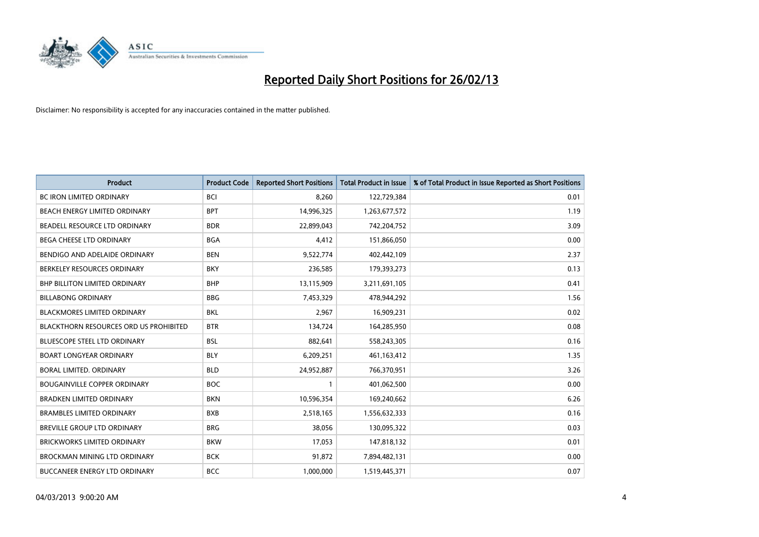# Reported Daily Short Positions for 26/02/13

Disclaimer: No responsibility is accepted for any inaccuracies contained in the matter published.

| Product | Product Code | Reported Short Positions | Total Product in Issue | % of Total Product in Issue Reported as Short Positions |
|---|---|---|---|---|
| BC IRON LIMITED ORDINARY | BCI | 8,260 | 122,729,384 | 0.01 |
| BEACH ENERGY LIMITED ORDINARY | BPT | 14,996,325 | 1,263,677,572 | 1.19 |
| BEADELL RESOURCE LTD ORDINARY | BDR | 22,899,043 | 742,204,752 | 3.09 |
| BEGA CHEESE LTD ORDINARY | BGA | 4,412 | 151,866,050 | 0.00 |
| BENDIGO AND ADELAIDE ORDINARY | BEN | 9,522,774 | 402,442,109 | 2.37 |
| BERKELEY RESOURCES ORDINARY | BKY | 236,585 | 179,393,273 | 0.13 |
| BHP BILLITON LIMITED ORDINARY | BHP | 13,115,909 | 3,211,691,105 | 0.41 |
| BILLABONG ORDINARY | BBG | 7,453,329 | 478,944,292 | 1.56 |
| BLACKMORES LIMITED ORDINARY | BKL | 2,967 | 16,909,231 | 0.02 |
| BLACKTHORN RESOURCES ORD US PROHIBITED | BTR | 134,724 | 164,285,950 | 0.08 |
| BLUESCOPE STEEL LTD ORDINARY | BSL | 882,641 | 558,243,305 | 0.16 |
| BOART LONGYEAR ORDINARY | BLY | 6,209,251 | 461,163,412 | 1.35 |
| BORAL LIMITED. ORDINARY | BLD | 24,952,887 | 766,370,951 | 3.26 |
| BOUGAINVILLE COPPER ORDINARY | BOC | 1 | 401,062,500 | 0.00 |
| BRADKEN LIMITED ORDINARY | BKN | 10,596,354 | 169,240,662 | 6.26 |
| BRAMBLES LIMITED ORDINARY | BXB | 2,518,165 | 1,556,632,333 | 0.16 |
| BREVILLE GROUP LTD ORDINARY | BRG | 38,056 | 130,095,322 | 0.03 |
| BRICKWORKS LIMITED ORDINARY | BKW | 17,053 | 147,818,132 | 0.01 |
| BROCKMAN MINING LTD ORDINARY | BCK | 91,872 | 7,894,482,131 | 0.00 |
| BUCCANEER ENERGY LTD ORDINARY | BCC | 1,000,000 | 1,519,445,371 | 0.07 |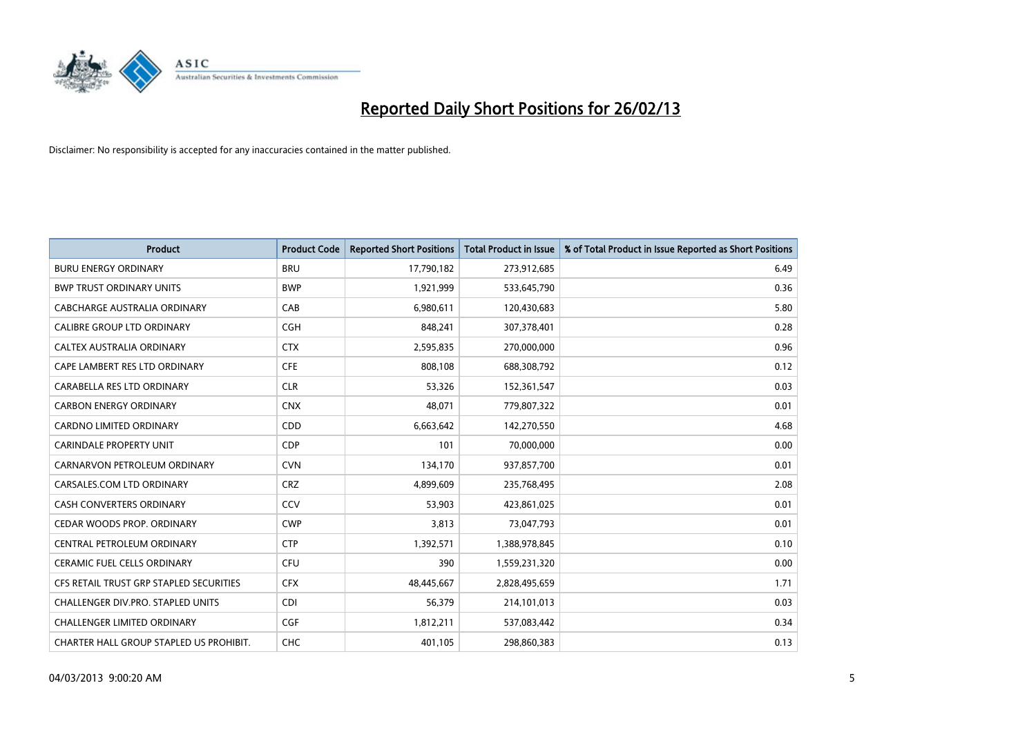# Reported Daily Short Positions for 26/02/13

Disclaimer: No responsibility is accepted for any inaccuracies contained in the matter published.

| Product | Product Code | Reported Short Positions | Total Product in Issue | % of Total Product in Issue Reported as Short Positions |
|---|---|---|---|---|
| BURU ENERGY ORDINARY | BRU | 17,790,182 | 273,912,685 | 6.49 |
| BWP TRUST ORDINARY UNITS | BWP | 1,921,999 | 533,645,790 | 0.36 |
| CABCHARGE AUSTRALIA ORDINARY | CAB | 6,980,611 | 120,430,683 | 5.80 |
| CALIBRE GROUP LTD ORDINARY | CGH | 848,241 | 307,378,401 | 0.28 |
| CALTEX AUSTRALIA ORDINARY | CTX | 2,595,835 | 270,000,000 | 0.96 |
| CAPE LAMBERT RES LTD ORDINARY | CFE | 808,108 | 688,308,792 | 0.12 |
| CARABELLA RES LTD ORDINARY | CLR | 53,326 | 152,361,547 | 0.03 |
| CARBON ENERGY ORDINARY | CNX | 48,071 | 779,807,322 | 0.01 |
| CARDNO LIMITED ORDINARY | CDD | 6,663,642 | 142,270,550 | 4.68 |
| CARINDALE PROPERTY UNIT | CDP | 101 | 70,000,000 | 0.00 |
| CARNARVON PETROLEUM ORDINARY | CVN | 134,170 | 937,857,700 | 0.01 |
| CARSALES.COM LTD ORDINARY | CRZ | 4,899,609 | 235,768,495 | 2.08 |
| CASH CONVERTERS ORDINARY | CCV | 53,903 | 423,861,025 | 0.01 |
| CEDAR WOODS PROP. ORDINARY | CWP | 3,813 | 73,047,793 | 0.01 |
| CENTRAL PETROLEUM ORDINARY | CTP | 1,392,571 | 1,388,978,845 | 0.10 |
| CERAMIC FUEL CELLS ORDINARY | CFU | 390 | 1,559,231,320 | 0.00 |
| CFS RETAIL TRUST GRP STAPLED SECURITIES | CFX | 48,445,667 | 2,828,495,659 | 1.71 |
| CHALLENGER DIV.PRO. STAPLED UNITS | CDI | 56,379 | 214,101,013 | 0.03 |
| CHALLENGER LIMITED ORDINARY | CGF | 1,812,211 | 537,083,442 | 0.34 |
| CHARTER HALL GROUP STAPLED US PROHIBIT. | CHC | 401,105 | 298,860,383 | 0.13 |

04/03/2013 9:00:20 AM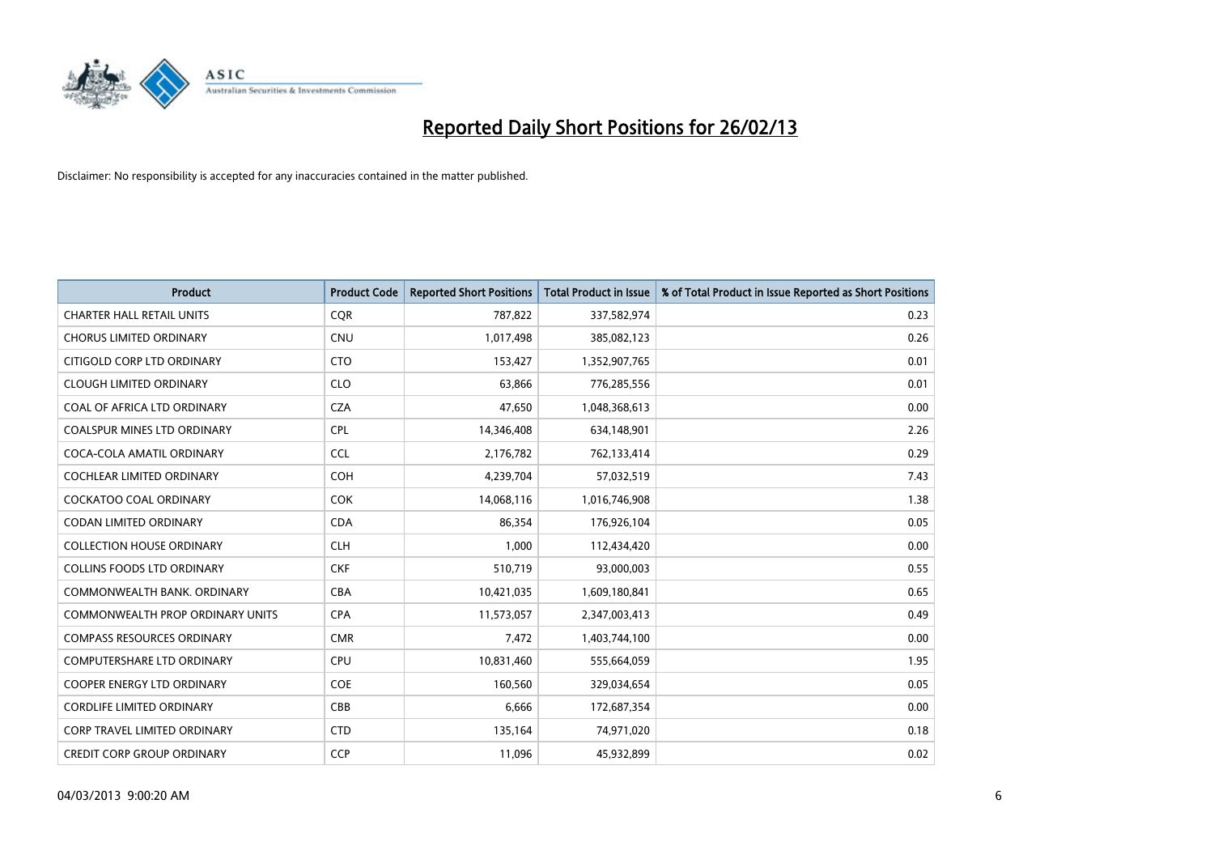# Reported Daily Short Positions for 26/02/13

Disclaimer: No responsibility is accepted for any inaccuracies contained in the matter published.

| Product | Product Code | Reported Short Positions | Total Product in Issue | % of Total Product in Issue Reported as Short Positions |
|---|---|---|---|---|
| CHARTER HALL RETAIL UNITS | CQR | 787,822 | 337,582,974 | 0.23 |
| CHORUS LIMITED ORDINARY | CNU | 1,017,498 | 385,082,123 | 0.26 |
| CITIGOLD CORP LTD ORDINARY | CTO | 153,427 | 1,352,907,765 | 0.01 |
| CLOUGH LIMITED ORDINARY | CLO | 63,866 | 776,285,556 | 0.01 |
| COAL OF AFRICA LTD ORDINARY | CZA | 47,650 | 1,048,368,613 | 0.00 |
| COALSPUR MINES LTD ORDINARY | CPL | 14,346,408 | 634,148,901 | 2.26 |
| COCA-COLA AMATIL ORDINARY | CCL | 2,176,782 | 762,133,414 | 0.29 |
| COCHLEAR LIMITED ORDINARY | COH | 4,239,704 | 57,032,519 | 7.43 |
| COCKATOO COAL ORDINARY | COK | 14,068,116 | 1,016,746,908 | 1.38 |
| CODAN LIMITED ORDINARY | CDA | 86,354 | 176,926,104 | 0.05 |
| COLLECTION HOUSE ORDINARY | CLH | 1,000 | 112,434,420 | 0.00 |
| COLLINS FOODS LTD ORDINARY | CKF | 510,719 | 93,000,003 | 0.55 |
| COMMONWEALTH BANK. ORDINARY | CBA | 10,421,035 | 1,609,180,841 | 0.65 |
| COMMONWEALTH PROP ORDINARY UNITS | CPA | 11,573,057 | 2,347,003,413 | 0.49 |
| COMPASS RESOURCES ORDINARY | CMR | 7,472 | 1,403,744,100 | 0.00 |
| COMPUTERSHARE LTD ORDINARY | CPU | 10,831,460 | 555,664,059 | 1.95 |
| COOPER ENERGY LTD ORDINARY | COE | 160,560 | 329,034,654 | 0.05 |
| CORDLIFE LIMITED ORDINARY | CBB | 6,666 | 172,687,354 | 0.00 |
| CORP TRAVEL LIMITED ORDINARY | CTD | 135,164 | 74,971,020 | 0.18 |
| CREDIT CORP GROUP ORDINARY | CCP | 11,096 | 45,932,899 | 0.02 |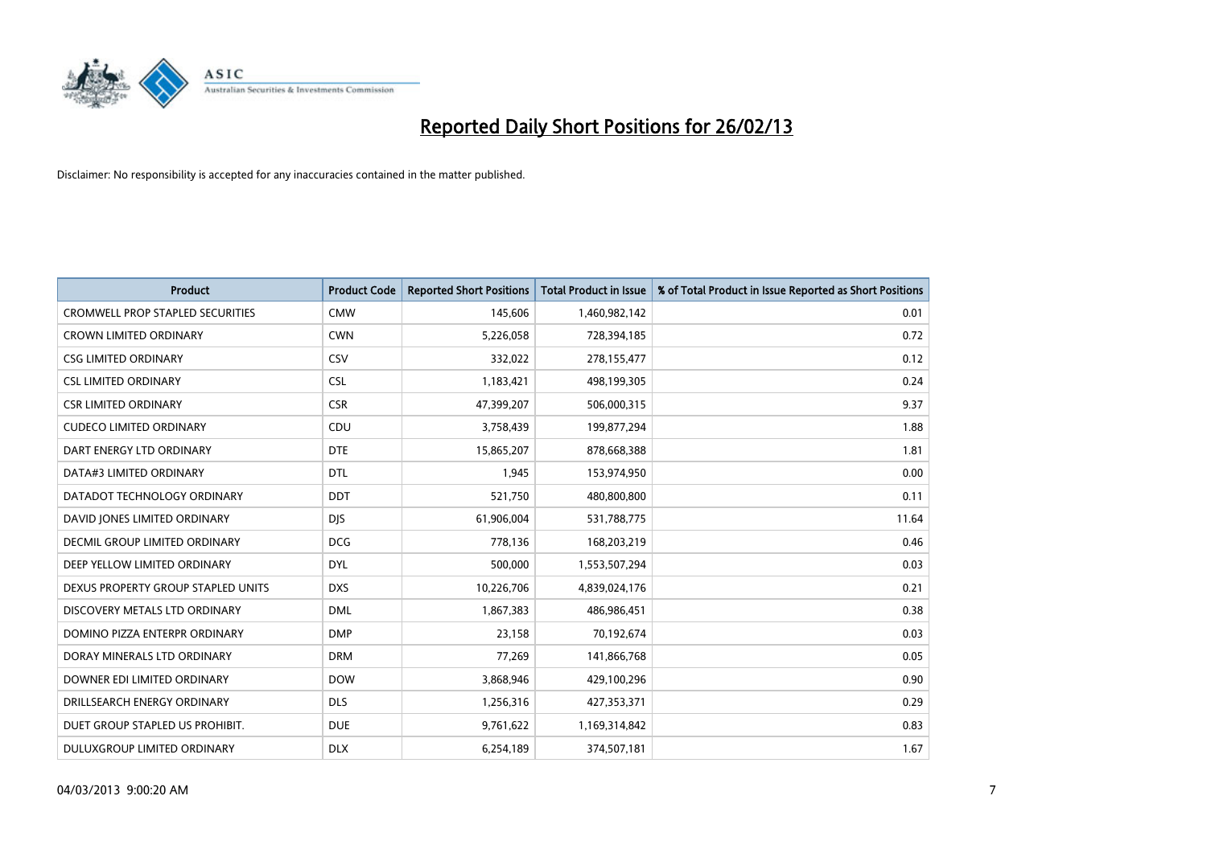# Reported Daily Short Positions for 26/02/13

Disclaimer: No responsibility is accepted for any inaccuracies contained in the matter published.

| Product | Product Code | Reported Short Positions | Total Product in Issue | % of Total Product in Issue Reported as Short Positions |
|---|---|---|---|---|
| CROMWELL PROP STAPLED SECURITIES | CMW | 145,606 | 1,460,982,142 | 0.01 |
| CROWN LIMITED ORDINARY | CWN | 5,226,058 | 728,394,185 | 0.72 |
| CSG LIMITED ORDINARY | CSV | 332,022 | 278,155,477 | 0.12 |
| CSL LIMITED ORDINARY | CSL | 1,183,421 | 498,199,305 | 0.24 |
| CSR LIMITED ORDINARY | CSR | 47,399,207 | 506,000,315 | 9.37 |
| CUDECO LIMITED ORDINARY | CDU | 3,758,439 | 199,877,294 | 1.88 |
| DART ENERGY LTD ORDINARY | DTE | 15,865,207 | 878,668,388 | 1.81 |
| DATA#3 LIMITED ORDINARY | DTL | 1,945 | 153,974,950 | 0.00 |
| DATADOT TECHNOLOGY ORDINARY | DDT | 521,750 | 480,800,800 | 0.11 |
| DAVID JONES LIMITED ORDINARY | DJS | 61,906,004 | 531,788,775 | 11.64 |
| DECMIL GROUP LIMITED ORDINARY | DCG | 778,136 | 168,203,219 | 0.46 |
| DEEP YELLOW LIMITED ORDINARY | DYL | 500,000 | 1,553,507,294 | 0.03 |
| DEXUS PROPERTY GROUP STAPLED UNITS | DXS | 10,226,706 | 4,839,024,176 | 0.21 |
| DISCOVERY METALS LTD ORDINARY | DML | 1,867,383 | 486,986,451 | 0.38 |
| DOMINO PIZZA ENTERPR ORDINARY | DMP | 23,158 | 70,192,674 | 0.03 |
| DORAY MINERALS LTD ORDINARY | DRM | 77,269 | 141,866,768 | 0.05 |
| DOWNER EDI LIMITED ORDINARY | DOW | 3,868,946 | 429,100,296 | 0.90 |
| DRILLSEARCH ENERGY ORDINARY | DLS | 1,256,316 | 427,353,371 | 0.29 |
| DUET GROUP STAPLED US PROHIBIT. | DUE | 9,761,622 | 1,169,314,842 | 0.83 |
| DULUXGROUP LIMITED ORDINARY | DLX | 6,254,189 | 374,507,181 | 1.67 |

04/03/2013 9:00:20 AM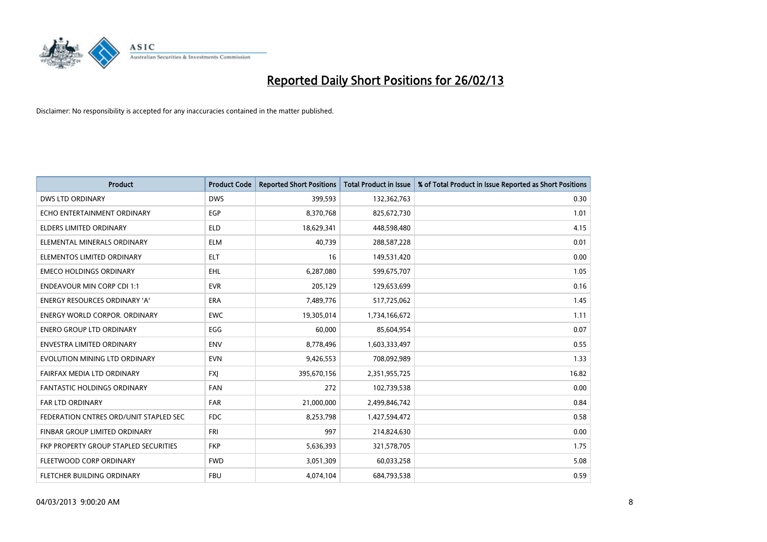# Reported Daily Short Positions for 26/02/13

Disclaimer: No responsibility is accepted for any inaccuracies contained in the matter published.

| Product | Product Code | Reported Short Positions | Total Product in Issue | % of Total Product in Issue Reported as Short Positions |
|---|---|---|---|---|
| DWS LTD ORDINARY | DWS | 399,593 | 132,362,763 | 0.30 |
| ECHO ENTERTAINMENT ORDINARY | EGP | 8,370,768 | 825,672,730 | 1.01 |
| ELDERS LIMITED ORDINARY | ELD | 18,629,341 | 448,598,480 | 4.15 |
| ELEMENTAL MINERALS ORDINARY | ELM | 40,739 | 288,587,228 | 0.01 |
| ELEMENTOS LIMITED ORDINARY | ELT | 16 | 149,531,420 | 0.00 |
| EMECO HOLDINGS ORDINARY | EHL | 6,287,080 | 599,675,707 | 1.05 |
| ENDEAVOUR MIN CORP CDI 1:1 | EVR | 205,129 | 129,653,699 | 0.16 |
| ENERGY RESOURCES ORDINARY 'A' | ERA | 7,489,776 | 517,725,062 | 1.45 |
| ENERGY WORLD CORPOR. ORDINARY | EWC | 19,305,014 | 1,734,166,672 | 1.11 |
| ENERO GROUP LTD ORDINARY | EGG | 60,000 | 85,604,954 | 0.07 |
| ENVESTRA LIMITED ORDINARY | ENV | 8,778,496 | 1,603,333,497 | 0.55 |
| EVOLUTION MINING LTD ORDINARY | EVN | 9,426,553 | 708,092,989 | 1.33 |
| FAIRFAX MEDIA LTD ORDINARY | FXJ | 395,670,156 | 2,351,955,725 | 16.82 |
| FANTASTIC HOLDINGS ORDINARY | FAN | 272 | 102,739,538 | 0.00 |
| FAR LTD ORDINARY | FAR | 21,000,000 | 2,499,846,742 | 0.84 |
| FEDERATION CNTRES ORD/UNIT STAPLED SEC | FDC | 8,253,798 | 1,427,594,472 | 0.58 |
| FINBAR GROUP LIMITED ORDINARY | FRI | 997 | 214,824,630 | 0.00 |
| FKP PROPERTY GROUP STAPLED SECURITIES | FKP | 5,636,393 | 321,578,705 | 1.75 |
| FLEETWOOD CORP ORDINARY | FWD | 3,051,309 | 60,033,258 | 5.08 |
| FLETCHER BUILDING ORDINARY | FBU | 4,074,104 | 684,793,538 | 0.59 |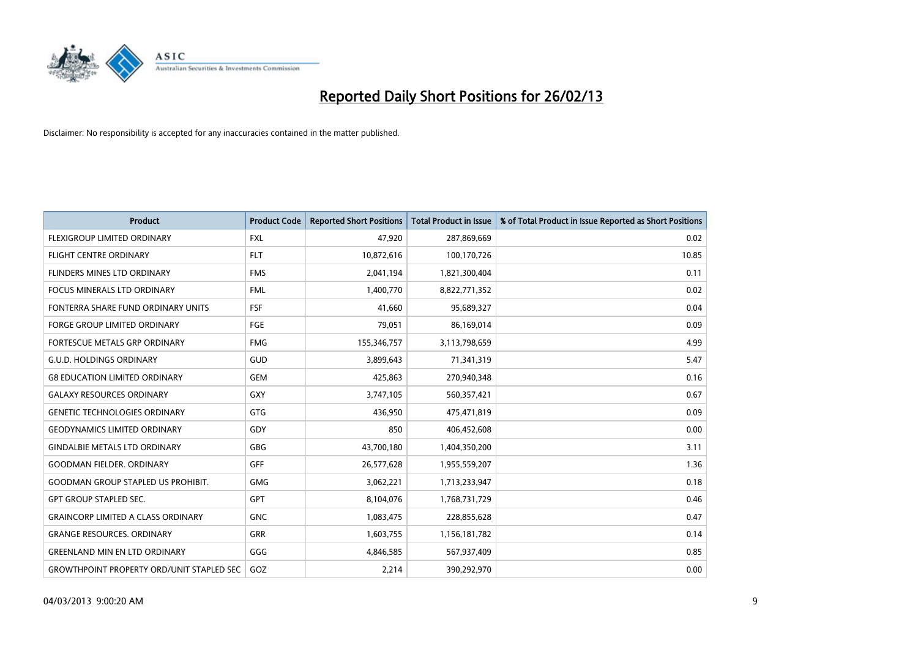# Reported Daily Short Positions for 26/02/13

Disclaimer: No responsibility is accepted for any inaccuracies contained in the matter published.

| Product | Product Code | Reported Short Positions | Total Product in Issue | % of Total Product in Issue Reported as Short Positions |
|---|---|---|---|---|
| FLEXIGROUP LIMITED ORDINARY | FXL | 47,920 | 287,869,669 | 0.02 |
| FLIGHT CENTRE ORDINARY | FLT | 10,872,616 | 100,170,726 | 10.85 |
| FLINDERS MINES LTD ORDINARY | FMS | 2,041,194 | 1,821,300,404 | 0.11 |
| FOCUS MINERALS LTD ORDINARY | FML | 1,400,770 | 8,822,771,352 | 0.02 |
| FONTERRA SHARE FUND ORDINARY UNITS | FSF | 41,660 | 95,689,327 | 0.04 |
| FORGE GROUP LIMITED ORDINARY | FGE | 79,051 | 86,169,014 | 0.09 |
| FORTESCUE METALS GRP ORDINARY | FMG | 155,346,757 | 3,113,798,659 | 4.99 |
| G.U.D. HOLDINGS ORDINARY | GUD | 3,899,643 | 71,341,319 | 5.47 |
| G8 EDUCATION LIMITED ORDINARY | GEM | 425,863 | 270,940,348 | 0.16 |
| GALAXY RESOURCES ORDINARY | GXY | 3,747,105 | 560,357,421 | 0.67 |
| GENETIC TECHNOLOGIES ORDINARY | GTG | 436,950 | 475,471,819 | 0.09 |
| GEODYNAMICS LIMITED ORDINARY | GDY | 850 | 406,452,608 | 0.00 |
| GINDALBIE METALS LTD ORDINARY | GBG | 43,700,180 | 1,404,350,200 | 3.11 |
| GOODMAN FIELDER. ORDINARY | GFF | 26,577,628 | 1,955,559,207 | 1.36 |
| GOODMAN GROUP STAPLED US PROHIBIT. | GMG | 3,062,221 | 1,713,233,947 | 0.18 |
| GPT GROUP STAPLED SEC. | GPT | 8,104,076 | 1,768,731,729 | 0.46 |
| GRAINCORP LIMITED A CLASS ORDINARY | GNC | 1,083,475 | 228,855,628 | 0.47 |
| GRANGE RESOURCES. ORDINARY | GRR | 1,603,755 | 1,156,181,782 | 0.14 |
| GREENLAND MIN EN LTD ORDINARY | GGG | 4,846,585 | 567,937,409 | 0.85 |
| GROWTHPOINT PROPERTY ORD/UNIT STAPLED SEC | GOZ | 2,214 | 390,292,970 | 0.00 |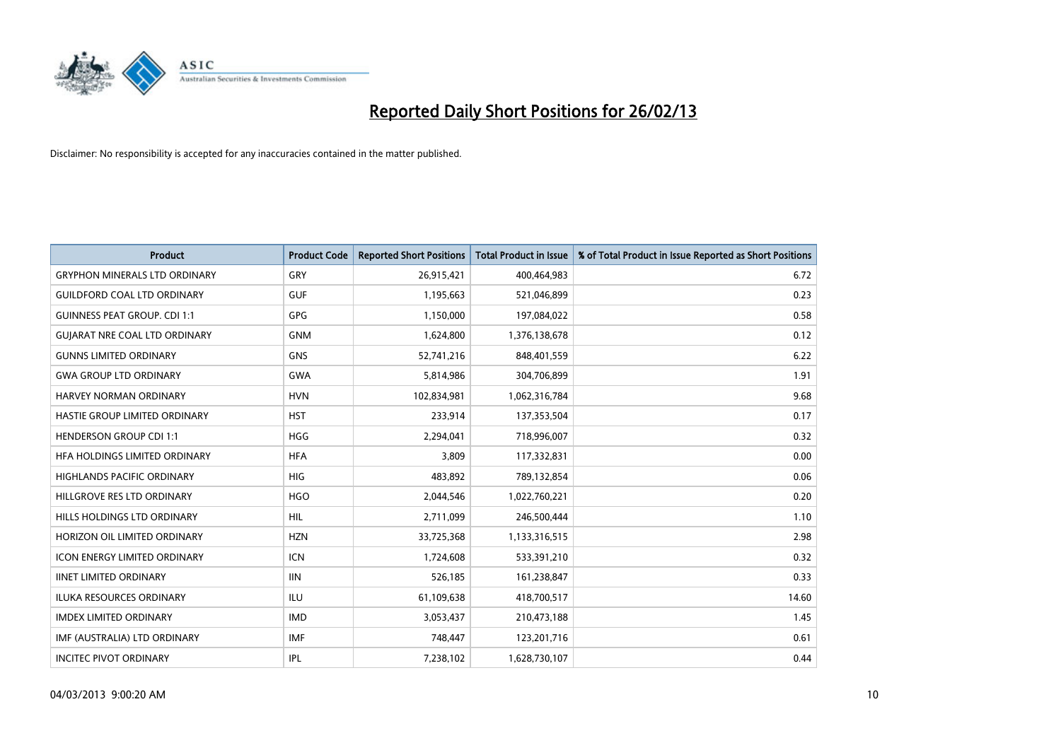# Reported Daily Short Positions for 26/02/13

Disclaimer: No responsibility is accepted for any inaccuracies contained in the matter published.

| Product | Product Code | Reported Short Positions | Total Product in Issue | % of Total Product in Issue Reported as Short Positions |
|---|---|---|---|---|
| GRYPHON MINERALS LTD ORDINARY | GRY | 26,915,421 | 400,464,983 | 6.72 |
| GUILDFORD COAL LTD ORDINARY | GUF | 1,195,663 | 521,046,899 | 0.23 |
| GUINNESS PEAT GROUP. CDI 1:1 | GPG | 1,150,000 | 197,084,022 | 0.58 |
| GUJARAT NRE COAL LTD ORDINARY | GNM | 1,624,800 | 1,376,138,678 | 0.12 |
| GUNNS LIMITED ORDINARY | GNS | 52,741,216 | 848,401,559 | 6.22 |
| GWA GROUP LTD ORDINARY | GWA | 5,814,986 | 304,706,899 | 1.91 |
| HARVEY NORMAN ORDINARY | HVN | 102,834,981 | 1,062,316,784 | 9.68 |
| HASTIE GROUP LIMITED ORDINARY | HST | 233,914 | 137,353,504 | 0.17 |
| HENDERSON GROUP CDI 1:1 | HGG | 2,294,041 | 718,996,007 | 0.32 |
| HFA HOLDINGS LIMITED ORDINARY | HFA | 3,809 | 117,332,831 | 0.00 |
| HIGHLANDS PACIFIC ORDINARY | HIG | 483,892 | 789,132,854 | 0.06 |
| HILLGROVE RES LTD ORDINARY | HGO | 2,044,546 | 1,022,760,221 | 0.20 |
| HILLS HOLDINGS LTD ORDINARY | HIL | 2,711,099 | 246,500,444 | 1.10 |
| HORIZON OIL LIMITED ORDINARY | HZN | 33,725,368 | 1,133,316,515 | 2.98 |
| ICON ENERGY LIMITED ORDINARY | ICN | 1,724,608 | 533,391,210 | 0.32 |
| IINET LIMITED ORDINARY | IIN | 526,185 | 161,238,847 | 0.33 |
| ILUKA RESOURCES ORDINARY | ILU | 61,109,638 | 418,700,517 | 14.60 |
| IMDEX LIMITED ORDINARY | IMD | 3,053,437 | 210,473,188 | 1.45 |
| IMF (AUSTRALIA) LTD ORDINARY | IMF | 748,447 | 123,201,716 | 0.61 |
| INCITEC PIVOT ORDINARY | IPL | 7,238,102 | 1,628,730,107 | 0.44 |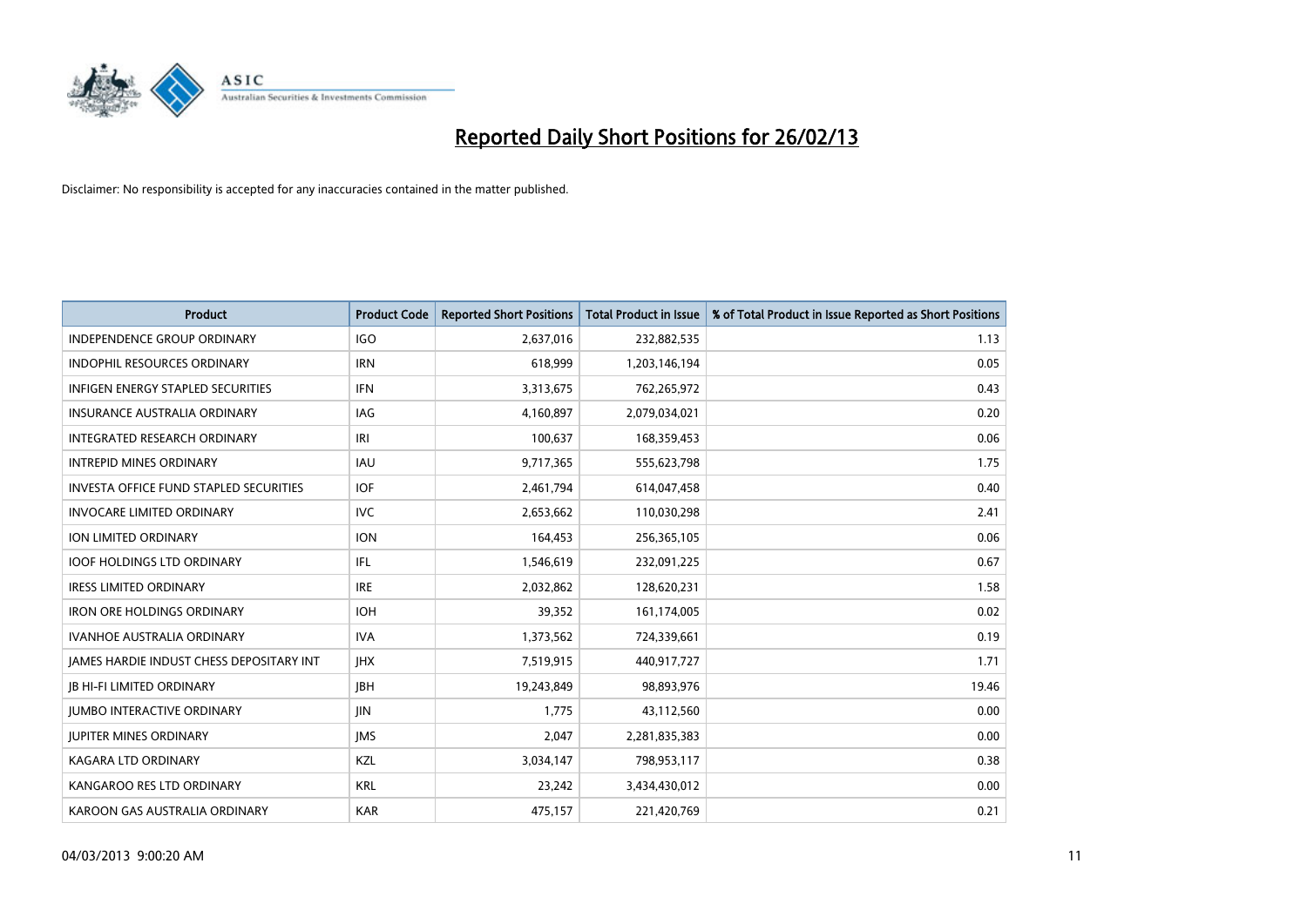# Reported Daily Short Positions for 26/02/13

Disclaimer: No responsibility is accepted for any inaccuracies contained in the matter published.

| Product | Product Code | Reported Short Positions | Total Product in Issue | % of Total Product in Issue Reported as Short Positions |
|---|---|---|---|---|
| INDEPENDENCE GROUP ORDINARY | IGO | 2,637,016 | 232,882,535 | 1.13 |
| INDOPHIL RESOURCES ORDINARY | IRN | 618,999 | 1,203,146,194 | 0.05 |
| INFIGEN ENERGY STAPLED SECURITIES | IFN | 3,313,675 | 762,265,972 | 0.43 |
| INSURANCE AUSTRALIA ORDINARY | IAG | 4,160,897 | 2,079,034,021 | 0.20 |
| INTEGRATED RESEARCH ORDINARY | IRI | 100,637 | 168,359,453 | 0.06 |
| INTREPID MINES ORDINARY | IAU | 9,717,365 | 555,623,798 | 1.75 |
| INVESTA OFFICE FUND STAPLED SECURITIES | IOF | 2,461,794 | 614,047,458 | 0.40 |
| INVOCARE LIMITED ORDINARY | IVC | 2,653,662 | 110,030,298 | 2.41 |
| ION LIMITED ORDINARY | ION | 164,453 | 256,365,105 | 0.06 |
| IOOF HOLDINGS LTD ORDINARY | IFL | 1,546,619 | 232,091,225 | 0.67 |
| IRESS LIMITED ORDINARY | IRE | 2,032,862 | 128,620,231 | 1.58 |
| IRON ORE HOLDINGS ORDINARY | IOH | 39,352 | 161,174,005 | 0.02 |
| IVANHOE AUSTRALIA ORDINARY | IVA | 1,373,562 | 724,339,661 | 0.19 |
| JAMES HARDIE INDUST CHESS DEPOSITARY INT | JHX | 7,519,915 | 440,917,727 | 1.71 |
| JB HI-FI LIMITED ORDINARY | JBH | 19,243,849 | 98,893,976 | 19.46 |
| JUMBO INTERACTIVE ORDINARY | JIN | 1,775 | 43,112,560 | 0.00 |
| JUPITER MINES ORDINARY | JMS | 2,047 | 2,281,835,383 | 0.00 |
| KAGARA LTD ORDINARY | KZL | 3,034,147 | 798,953,117 | 0.38 |
| KANGAROO RES LTD ORDINARY | KRL | 23,242 | 3,434,430,012 | 0.00 |
| KAROON GAS AUSTRALIA ORDINARY | KAR | 475,157 | 221,420,769 | 0.21 |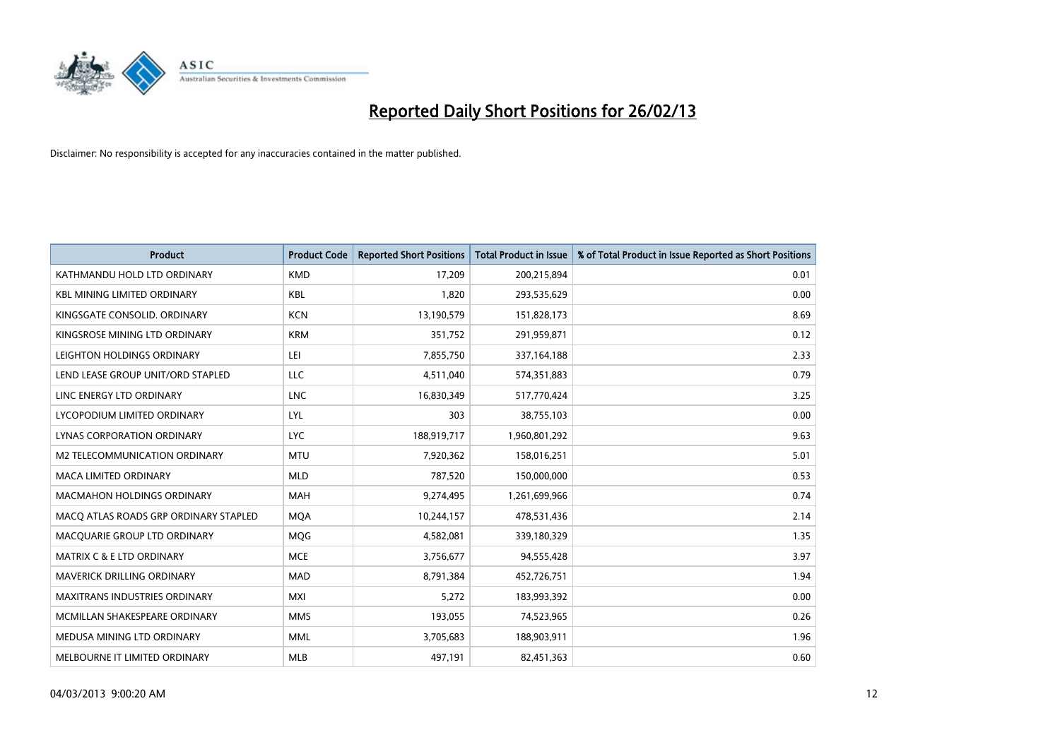# Reported Daily Short Positions for 26/02/13

Disclaimer: No responsibility is accepted for any inaccuracies contained in the matter published.

| Product | Product Code | Reported Short Positions | Total Product in Issue | % of Total Product in Issue Reported as Short Positions |
|---|---|---|---|---|
| KATHMANDU HOLD LTD ORDINARY | KMD | 17,209 | 200,215,894 | 0.01 |
| KBL MINING LIMITED ORDINARY | KBL | 1,820 | 293,535,629 | 0.00 |
| KINGSGATE CONSOLID. ORDINARY | KCN | 13,190,579 | 151,828,173 | 8.69 |
| KINGSROSE MINING LTD ORDINARY | KRM | 351,752 | 291,959,871 | 0.12 |
| LEIGHTON HOLDINGS ORDINARY | LEI | 7,855,750 | 337,164,188 | 2.33 |
| LEND LEASE GROUP UNIT/ORD STAPLED | LLC | 4,511,040 | 574,351,883 | 0.79 |
| LINC ENERGY LTD ORDINARY | LNC | 16,830,349 | 517,770,424 | 3.25 |
| LYCOPODIUM LIMITED ORDINARY | LYL | 303 | 38,755,103 | 0.00 |
| LYNAS CORPORATION ORDINARY | LYC | 188,919,717 | 1,960,801,292 | 9.63 |
| M2 TELECOMMUNICATION ORDINARY | MTU | 7,920,362 | 158,016,251 | 5.01 |
| MACA LIMITED ORDINARY | MLD | 787,520 | 150,000,000 | 0.53 |
| MACMAHON HOLDINGS ORDINARY | MAH | 9,274,495 | 1,261,699,966 | 0.74 |
| MACQ ATLAS ROADS GRP ORDINARY STAPLED | MQA | 10,244,157 | 478,531,436 | 2.14 |
| MACQUARIE GROUP LTD ORDINARY | MQG | 4,582,081 | 339,180,329 | 1.35 |
| MATRIX C & E LTD ORDINARY | MCE | 3,756,677 | 94,555,428 | 3.97 |
| MAVERICK DRILLING ORDINARY | MAD | 8,791,384 | 452,726,751 | 1.94 |
| MAXITRANS INDUSTRIES ORDINARY | MXI | 5,272 | 183,993,392 | 0.00 |
| MCMILLAN SHAKESPEARE ORDINARY | MMS | 193,055 | 74,523,965 | 0.26 |
| MEDUSA MINING LTD ORDINARY | MML | 3,705,683 | 188,903,911 | 1.96 |
| MELBOURNE IT LIMITED ORDINARY | MLB | 497,191 | 82,451,363 | 0.60 |

04/03/2013 9:00:20 AM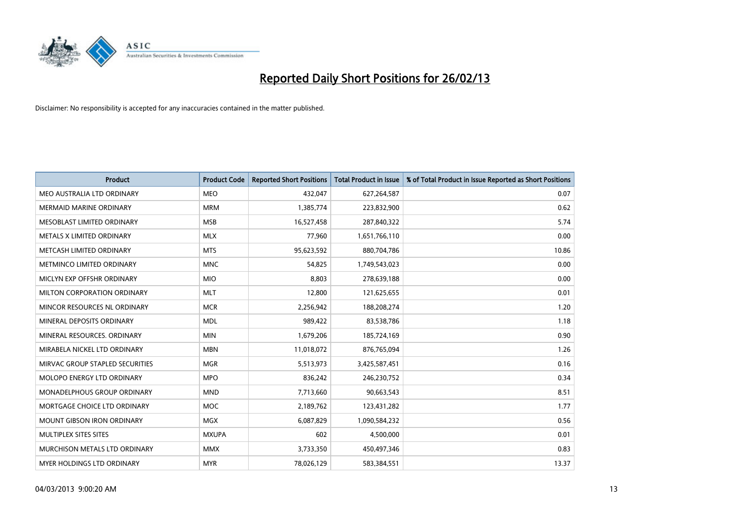# Reported Daily Short Positions for 26/02/13

Disclaimer: No responsibility is accepted for any inaccuracies contained in the matter published.

| Product | Product Code | Reported Short Positions | Total Product in Issue | % of Total Product in Issue Reported as Short Positions |
|---|---|---|---|---|
| MEO AUSTRALIA LTD ORDINARY | MEO | 432,047 | 627,264,587 | 0.07 |
| MERMAID MARINE ORDINARY | MRM | 1,385,774 | 223,832,900 | 0.62 |
| MESOBLAST LIMITED ORDINARY | MSB | 16,527,458 | 287,840,322 | 5.74 |
| METALS X LIMITED ORDINARY | MLX | 77,960 | 1,651,766,110 | 0.00 |
| METCASH LIMITED ORDINARY | MTS | 95,623,592 | 880,704,786 | 10.86 |
| METMINCO LIMITED ORDINARY | MNC | 54,825 | 1,749,543,023 | 0.00 |
| MICLYN EXP OFFSHR ORDINARY | MIO | 8,803 | 278,639,188 | 0.00 |
| MILTON CORPORATION ORDINARY | MLT | 12,800 | 121,625,655 | 0.01 |
| MINCOR RESOURCES NL ORDINARY | MCR | 2,256,942 | 188,208,274 | 1.20 |
| MINERAL DEPOSITS ORDINARY | MDL | 989,422 | 83,538,786 | 1.18 |
| MINERAL RESOURCES. ORDINARY | MIN | 1,679,206 | 185,724,169 | 0.90 |
| MIRABELA NICKEL LTD ORDINARY | MBN | 11,018,072 | 876,765,094 | 1.26 |
| MIRVAC GROUP STAPLED SECURITIES | MGR | 5,513,973 | 3,425,587,451 | 0.16 |
| MOLOPO ENERGY LTD ORDINARY | MPO | 836,242 | 246,230,752 | 0.34 |
| MONADELPHOUS GROUP ORDINARY | MND | 7,713,660 | 90,663,543 | 8.51 |
| MORTGAGE CHOICE LTD ORDINARY | MOC | 2,189,762 | 123,431,282 | 1.77 |
| MOUNT GIBSON IRON ORDINARY | MGX | 6,087,829 | 1,090,584,232 | 0.56 |
| MULTIPLEX SITES SITES | MXUPA | 602 | 4,500,000 | 0.01 |
| MURCHISON METALS LTD ORDINARY | MMX | 3,733,350 | 450,497,346 | 0.83 |
| MYER HOLDINGS LTD ORDINARY | MYR | 78,026,129 | 583,384,551 | 13.37 |

04/03/2013 9:00:20 AM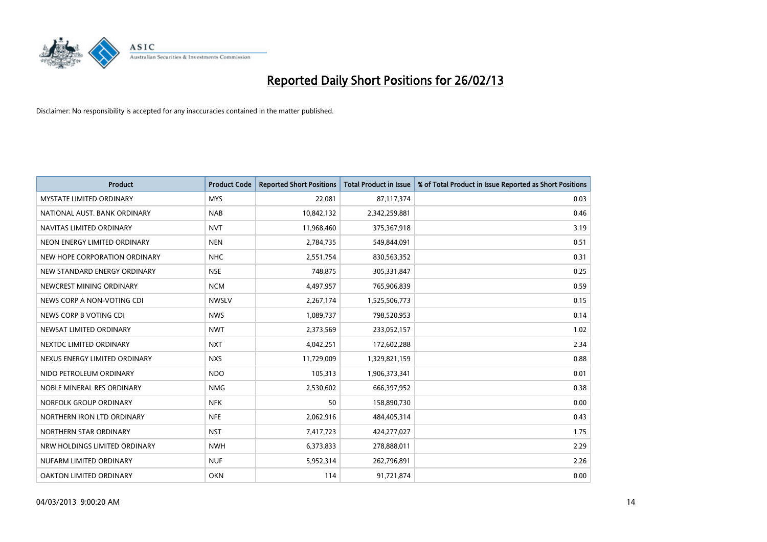# Reported Daily Short Positions for 26/02/13

Disclaimer: No responsibility is accepted for any inaccuracies contained in the matter published.

| Product | Product Code | Reported Short Positions | Total Product in Issue | % of Total Product in Issue Reported as Short Positions |
|---|---|---|---|---|
| MYSTATE LIMITED ORDINARY | MYS | 22,081 | 87,117,374 | 0.03 |
| NATIONAL AUST. BANK ORDINARY | NAB | 10,842,132 | 2,342,259,881 | 0.46 |
| NAVITAS LIMITED ORDINARY | NVT | 11,968,460 | 375,367,918 | 3.19 |
| NEON ENERGY LIMITED ORDINARY | NEN | 2,784,735 | 549,844,091 | 0.51 |
| NEW HOPE CORPORATION ORDINARY | NHC | 2,551,754 | 830,563,352 | 0.31 |
| NEW STANDARD ENERGY ORDINARY | NSE | 748,875 | 305,331,847 | 0.25 |
| NEWCREST MINING ORDINARY | NCM | 4,497,957 | 765,906,839 | 0.59 |
| NEWS CORP A NON-VOTING CDI | NWSLV | 2,267,174 | 1,525,506,773 | 0.15 |
| NEWS CORP B VOTING CDI | NWS | 1,089,737 | 798,520,953 | 0.14 |
| NEWSAT LIMITED ORDINARY | NWT | 2,373,569 | 233,052,157 | 1.02 |
| NEXTDC LIMITED ORDINARY | NXT | 4,042,251 | 172,602,288 | 2.34 |
| NEXUS ENERGY LIMITED ORDINARY | NXS | 11,729,009 | 1,329,821,159 | 0.88 |
| NIDO PETROLEUM ORDINARY | NDO | 105,313 | 1,906,373,341 | 0.01 |
| NOBLE MINERAL RES ORDINARY | NMG | 2,530,602 | 666,397,952 | 0.38 |
| NORFOLK GROUP ORDINARY | NFK | 50 | 158,890,730 | 0.00 |
| NORTHERN IRON LTD ORDINARY | NFE | 2,062,916 | 484,405,314 | 0.43 |
| NORTHERN STAR ORDINARY | NST | 7,417,723 | 424,277,027 | 1.75 |
| NRW HOLDINGS LIMITED ORDINARY | NWH | 6,373,833 | 278,888,011 | 2.29 |
| NUFARM LIMITED ORDINARY | NUF | 5,952,314 | 262,796,891 | 2.26 |
| OAKTON LIMITED ORDINARY | OKN | 114 | 91,721,874 | 0.00 |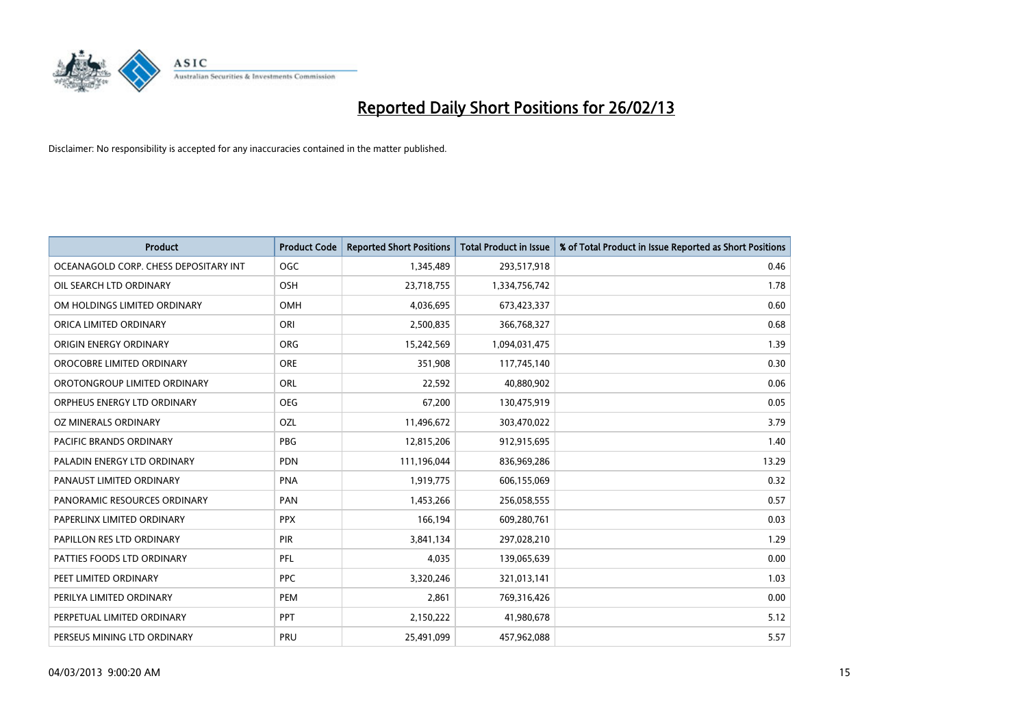# Reported Daily Short Positions for 26/02/13

Disclaimer: No responsibility is accepted for any inaccuracies contained in the matter published.

| Product | Product Code | Reported Short Positions | Total Product in Issue | % of Total Product in Issue Reported as Short Positions |
|---|---|---|---|---|
| OCEANAGOLD CORP. CHESS DEPOSITARY INT | OGC | 1,345,489 | 293,517,918 | 0.46 |
| OIL SEARCH LTD ORDINARY | OSH | 23,718,755 | 1,334,756,742 | 1.78 |
| OM HOLDINGS LIMITED ORDINARY | OMH | 4,036,695 | 673,423,337 | 0.60 |
| ORICA LIMITED ORDINARY | ORI | 2,500,835 | 366,768,327 | 0.68 |
| ORIGIN ENERGY ORDINARY | ORG | 15,242,569 | 1,094,031,475 | 1.39 |
| OROCOBRE LIMITED ORDINARY | ORE | 351,908 | 117,745,140 | 0.30 |
| OROTONGROUP LIMITED ORDINARY | ORL | 22,592 | 40,880,902 | 0.06 |
| ORPHEUS ENERGY LTD ORDINARY | OEG | 67,200 | 130,475,919 | 0.05 |
| OZ MINERALS ORDINARY | OZL | 11,496,672 | 303,470,022 | 3.79 |
| PACIFIC BRANDS ORDINARY | PBG | 12,815,206 | 912,915,695 | 1.40 |
| PALADIN ENERGY LTD ORDINARY | PDN | 111,196,044 | 836,969,286 | 13.29 |
| PANAUST LIMITED ORDINARY | PNA | 1,919,775 | 606,155,069 | 0.32 |
| PANORAMIC RESOURCES ORDINARY | PAN | 1,453,266 | 256,058,555 | 0.57 |
| PAPERLINX LIMITED ORDINARY | PPX | 166,194 | 609,280,761 | 0.03 |
| PAPILLON RES LTD ORDINARY | PIR | 3,841,134 | 297,028,210 | 1.29 |
| PATTIES FOODS LTD ORDINARY | PFL | 4,035 | 139,065,639 | 0.00 |
| PEET LIMITED ORDINARY | PPC | 3,320,246 | 321,013,141 | 1.03 |
| PERILYA LIMITED ORDINARY | PEM | 2,861 | 769,316,426 | 0.00 |
| PERPETUAL LIMITED ORDINARY | PPT | 2,150,222 | 41,980,678 | 5.12 |
| PERSEUS MINING LTD ORDINARY | PRU | 25,491,099 | 457,962,088 | 5.57 |

04/03/2013 9:00:20 AM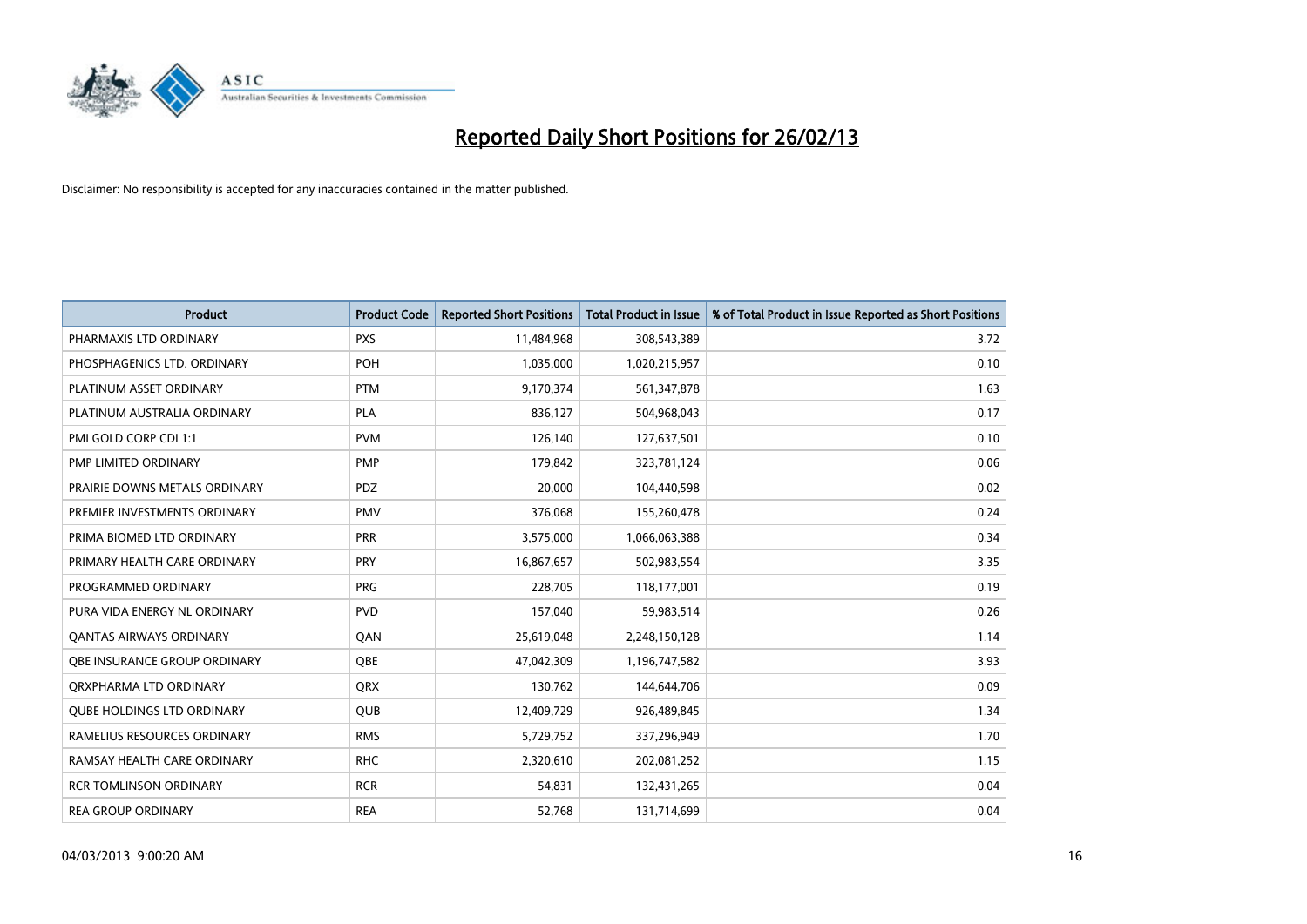# Reported Daily Short Positions for 26/02/13

Disclaimer: No responsibility is accepted for any inaccuracies contained in the matter published.

| Product | Product Code | Reported Short Positions | Total Product in Issue | % of Total Product in Issue Reported as Short Positions |
|---|---|---|---|---|
| PHARMAXIS LTD ORDINARY | PXS | 11,484,968 | 308,543,389 | 3.72 |
| PHOSPHAGENICS LTD. ORDINARY | POH | 1,035,000 | 1,020,215,957 | 0.10 |
| PLATINUM ASSET ORDINARY | PTM | 9,170,374 | 561,347,878 | 1.63 |
| PLATINUM AUSTRALIA ORDINARY | PLA | 836,127 | 504,968,043 | 0.17 |
| PMI GOLD CORP CDI 1:1 | PVM | 126,140 | 127,637,501 | 0.10 |
| PMP LIMITED ORDINARY | PMP | 179,842 | 323,781,124 | 0.06 |
| PRAIRIE DOWNS METALS ORDINARY | PDZ | 20,000 | 104,440,598 | 0.02 |
| PREMIER INVESTMENTS ORDINARY | PMV | 376,068 | 155,260,478 | 0.24 |
| PRIMA BIOMED LTD ORDINARY | PRR | 3,575,000 | 1,066,063,388 | 0.34 |
| PRIMARY HEALTH CARE ORDINARY | PRY | 16,867,657 | 502,983,554 | 3.35 |
| PROGRAMMED ORDINARY | PRG | 228,705 | 118,177,001 | 0.19 |
| PURA VIDA ENERGY NL ORDINARY | PVD | 157,040 | 59,983,514 | 0.26 |
| QANTAS AIRWAYS ORDINARY | QAN | 25,619,048 | 2,248,150,128 | 1.14 |
| QBE INSURANCE GROUP ORDINARY | QBE | 47,042,309 | 1,196,747,582 | 3.93 |
| QRXPHARMA LTD ORDINARY | QRX | 130,762 | 144,644,706 | 0.09 |
| QUBE HOLDINGS LTD ORDINARY | QUB | 12,409,729 | 926,489,845 | 1.34 |
| RAMELIUS RESOURCES ORDINARY | RMS | 5,729,752 | 337,296,949 | 1.70 |
| RAMSAY HEALTH CARE ORDINARY | RHC | 2,320,610 | 202,081,252 | 1.15 |
| RCR TOMLINSON ORDINARY | RCR | 54,831 | 132,431,265 | 0.04 |
| REA GROUP ORDINARY | REA | 52,768 | 131,714,699 | 0.04 |

04/03/2013 9:00:20 AM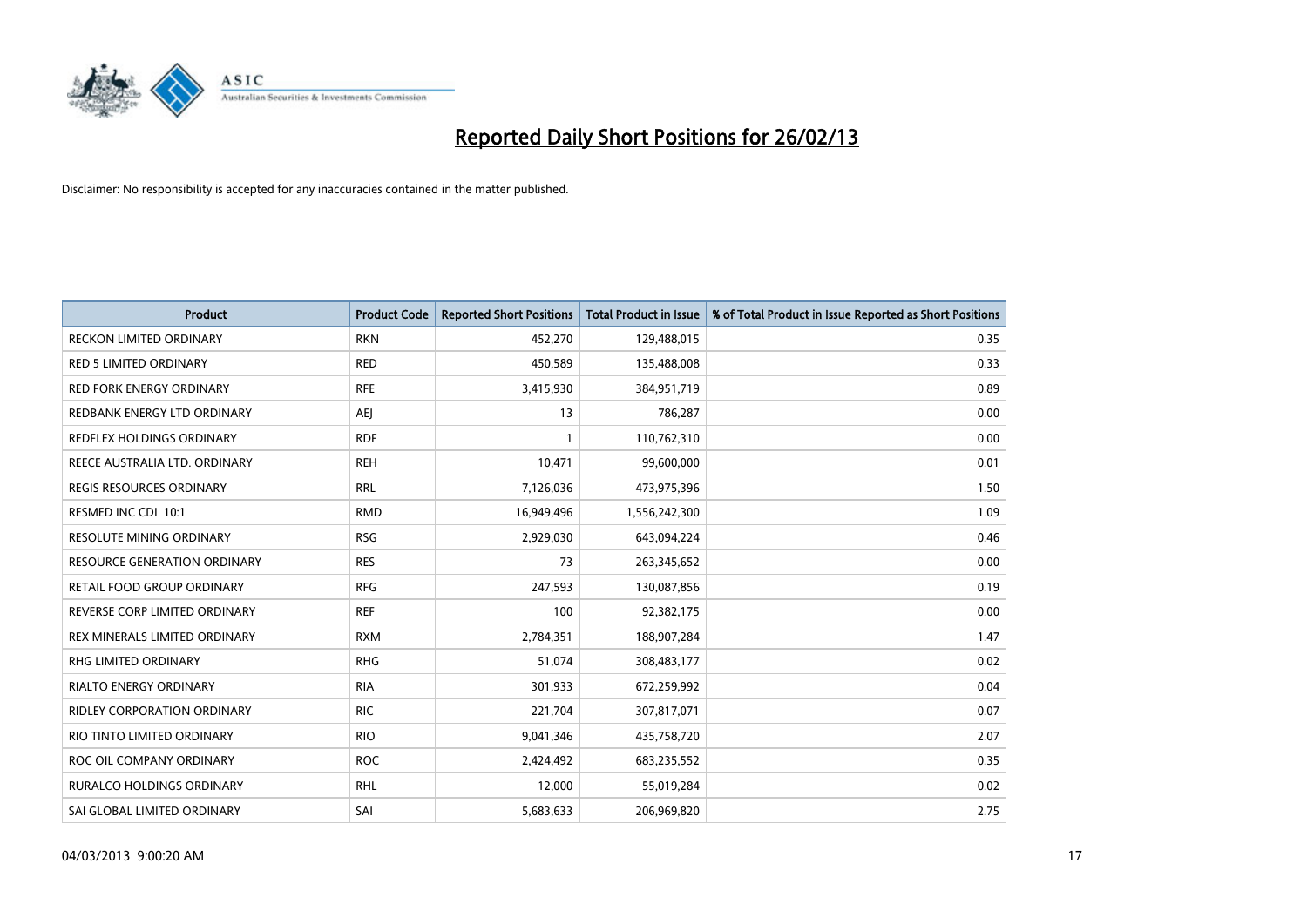# Reported Daily Short Positions for 26/02/13

Disclaimer: No responsibility is accepted for any inaccuracies contained in the matter published.

| Product | Product Code | Reported Short Positions | Total Product in Issue | % of Total Product in Issue Reported as Short Positions |
|---|---|---|---|---|
| RECKON LIMITED ORDINARY | RKN | 452,270 | 129,488,015 | 0.35 |
| RED 5 LIMITED ORDINARY | RED | 450,589 | 135,488,008 | 0.33 |
| RED FORK ENERGY ORDINARY | RFE | 3,415,930 | 384,951,719 | 0.89 |
| REDBANK ENERGY LTD ORDINARY | AEJ | 13 | 786,287 | 0.00 |
| REDFLEX HOLDINGS ORDINARY | RDF | 1 | 110,762,310 | 0.00 |
| REECE AUSTRALIA LTD. ORDINARY | REH | 10,471 | 99,600,000 | 0.01 |
| REGIS RESOURCES ORDINARY | RRL | 7,126,036 | 473,975,396 | 1.50 |
| RESMED INC CDI 10:1 | RMD | 16,949,496 | 1,556,242,300 | 1.09 |
| RESOLUTE MINING ORDINARY | RSG | 2,929,030 | 643,094,224 | 0.46 |
| RESOURCE GENERATION ORDINARY | RES | 73 | 263,345,652 | 0.00 |
| RETAIL FOOD GROUP ORDINARY | RFG | 247,593 | 130,087,856 | 0.19 |
| REVERSE CORP LIMITED ORDINARY | REF | 100 | 92,382,175 | 0.00 |
| REX MINERALS LIMITED ORDINARY | RXM | 2,784,351 | 188,907,284 | 1.47 |
| RHG LIMITED ORDINARY | RHG | 51,074 | 308,483,177 | 0.02 |
| RIALTO ENERGY ORDINARY | RIA | 301,933 | 672,259,992 | 0.04 |
| RIDLEY CORPORATION ORDINARY | RIC | 221,704 | 307,817,071 | 0.07 |
| RIO TINTO LIMITED ORDINARY | RIO | 9,041,346 | 435,758,720 | 2.07 |
| ROC OIL COMPANY ORDINARY | ROC | 2,424,492 | 683,235,552 | 0.35 |
| RURALCO HOLDINGS ORDINARY | RHL | 12,000 | 55,019,284 | 0.02 |
| SAI GLOBAL LIMITED ORDINARY | SAI | 5,683,633 | 206,969,820 | 2.75 |

04/03/2013 9:00:20 AM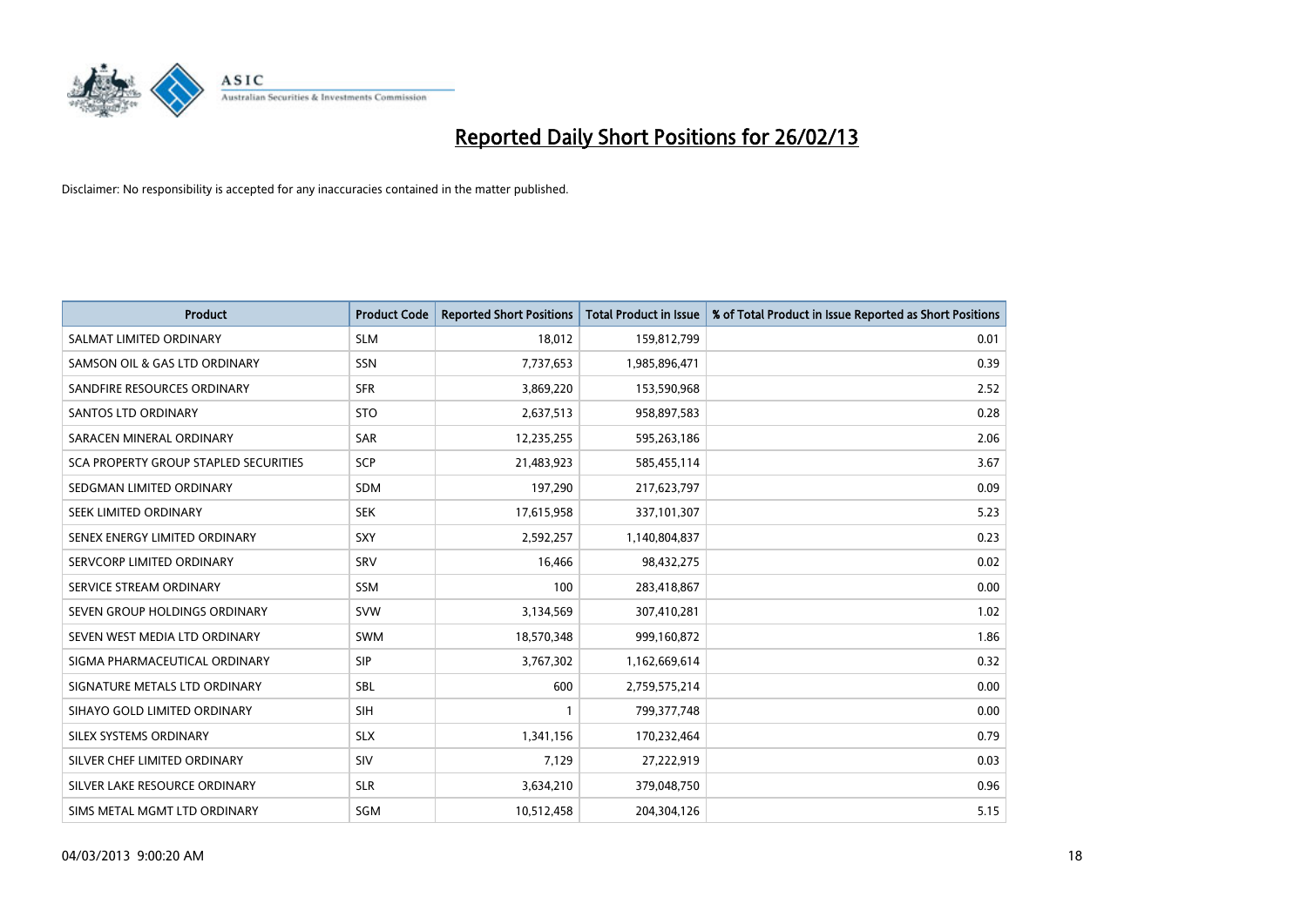# Reported Daily Short Positions for 26/02/13

Disclaimer: No responsibility is accepted for any inaccuracies contained in the matter published.

| Product | Product Code | Reported Short Positions | Total Product in Issue | % of Total Product in Issue Reported as Short Positions |
|---|---|---|---|---|
| SALMAT LIMITED ORDINARY | SLM | 18,012 | 159,812,799 | 0.01 |
| SAMSON OIL & GAS LTD ORDINARY | SSN | 7,737,653 | 1,985,896,471 | 0.39 |
| SANDFIRE RESOURCES ORDINARY | SFR | 3,869,220 | 153,590,968 | 2.52 |
| SANTOS LTD ORDINARY | STO | 2,637,513 | 958,897,583 | 0.28 |
| SARACEN MINERAL ORDINARY | SAR | 12,235,255 | 595,263,186 | 2.06 |
| SCA PROPERTY GROUP STAPLED SECURITIES | SCP | 21,483,923 | 585,455,114 | 3.67 |
| SEDGMAN LIMITED ORDINARY | SDM | 197,290 | 217,623,797 | 0.09 |
| SEEK LIMITED ORDINARY | SEK | 17,615,958 | 337,101,307 | 5.23 |
| SENEX ENERGY LIMITED ORDINARY | SXY | 2,592,257 | 1,140,804,837 | 0.23 |
| SERVCORP LIMITED ORDINARY | SRV | 16,466 | 98,432,275 | 0.02 |
| SERVICE STREAM ORDINARY | SSM | 100 | 283,418,867 | 0.00 |
| SEVEN GROUP HOLDINGS ORDINARY | SVW | 3,134,569 | 307,410,281 | 1.02 |
| SEVEN WEST MEDIA LTD ORDINARY | SWM | 18,570,348 | 999,160,872 | 1.86 |
| SIGMA PHARMACEUTICAL ORDINARY | SIP | 3,767,302 | 1,162,669,614 | 0.32 |
| SIGNATURE METALS LTD ORDINARY | SBL | 600 | 2,759,575,214 | 0.00 |
| SIHAYO GOLD LIMITED ORDINARY | SIH | 1 | 799,377,748 | 0.00 |
| SILEX SYSTEMS ORDINARY | SLX | 1,341,156 | 170,232,464 | 0.79 |
| SILVER CHEF LIMITED ORDINARY | SIV | 7,129 | 27,222,919 | 0.03 |
| SILVER LAKE RESOURCE ORDINARY | SLR | 3,634,210 | 379,048,750 | 0.96 |
| SIMS METAL MGMT LTD ORDINARY | SGM | 10,512,458 | 204,304,126 | 5.15 |

04/03/2013 9:00:20 AM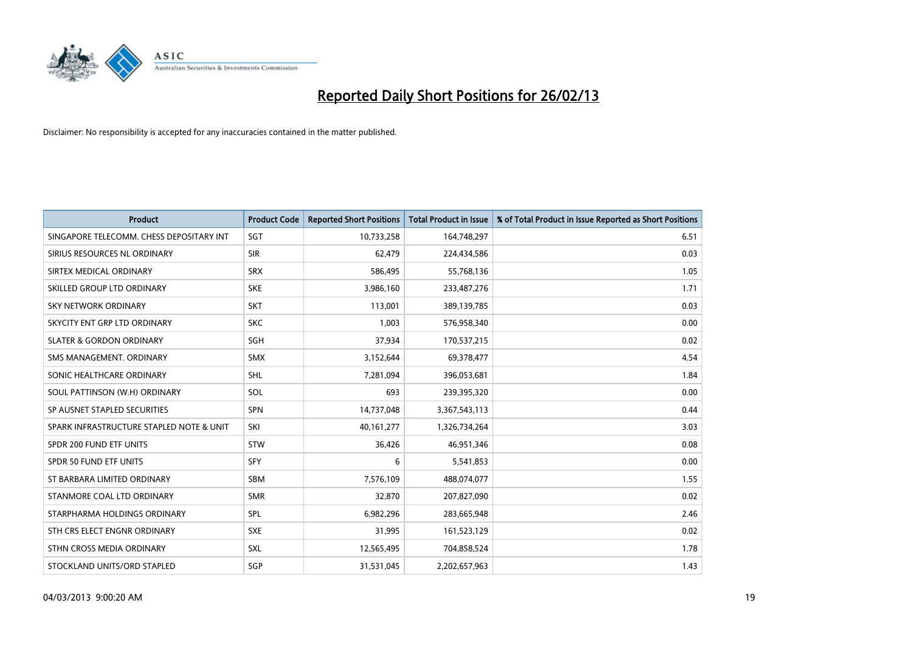# Reported Daily Short Positions for 26/02/13

Disclaimer: No responsibility is accepted for any inaccuracies contained in the matter published.

| Product | Product Code | Reported Short Positions | Total Product in Issue | % of Total Product in Issue Reported as Short Positions |
|---|---|---|---|---|
| SINGAPORE TELECOMM. CHESS DEPOSITARY INT | SGT | 10,733,258 | 164,748,297 | 6.51 |
| SIRIUS RESOURCES NL ORDINARY | SIR | 62,479 | 224,434,586 | 0.03 |
| SIRTEX MEDICAL ORDINARY | SRX | 586,495 | 55,768,136 | 1.05 |
| SKILLED GROUP LTD ORDINARY | SKE | 3,986,160 | 233,487,276 | 1.71 |
| SKY NETWORK ORDINARY | SKT | 113,001 | 389,139,785 | 0.03 |
| SKYCITY ENT GRP LTD ORDINARY | SKC | 1,003 | 576,958,340 | 0.00 |
| SLATER & GORDON ORDINARY | SGH | 37,934 | 170,537,215 | 0.02 |
| SMS MANAGEMENT. ORDINARY | SMX | 3,152,644 | 69,378,477 | 4.54 |
| SONIC HEALTHCARE ORDINARY | SHL | 7,281,094 | 396,053,681 | 1.84 |
| SOUL PATTINSON (W.H) ORDINARY | SOL | 693 | 239,395,320 | 0.00 |
| SP AUSNET STAPLED SECURITIES | SPN | 14,737,048 | 3,367,543,113 | 0.44 |
| SPARK INFRASTRUCTURE STAPLED NOTE & UNIT | SKI | 40,161,277 | 1,326,734,264 | 3.03 |
| SPDR 200 FUND ETF UNITS | STW | 36,426 | 46,951,346 | 0.08 |
| SPDR 50 FUND ETF UNITS | SFY | 6 | 5,541,853 | 0.00 |
| ST BARBARA LIMITED ORDINARY | SBM | 7,576,109 | 488,074,077 | 1.55 |
| STANMORE COAL LTD ORDINARY | SMR | 32,870 | 207,827,090 | 0.02 |
| STARPHARMA HOLDINGS ORDINARY | SPL | 6,982,296 | 283,665,948 | 2.46 |
| STH CRS ELECT ENGNR ORDINARY | SXE | 31,995 | 161,523,129 | 0.02 |
| STHN CROSS MEDIA ORDINARY | SXL | 12,565,495 | 704,858,524 | 1.78 |
| STOCKLAND UNITS/ORD STAPLED | SGP | 31,531,045 | 2,202,657,963 | 1.43 |

04/03/2013 9:00:20 AM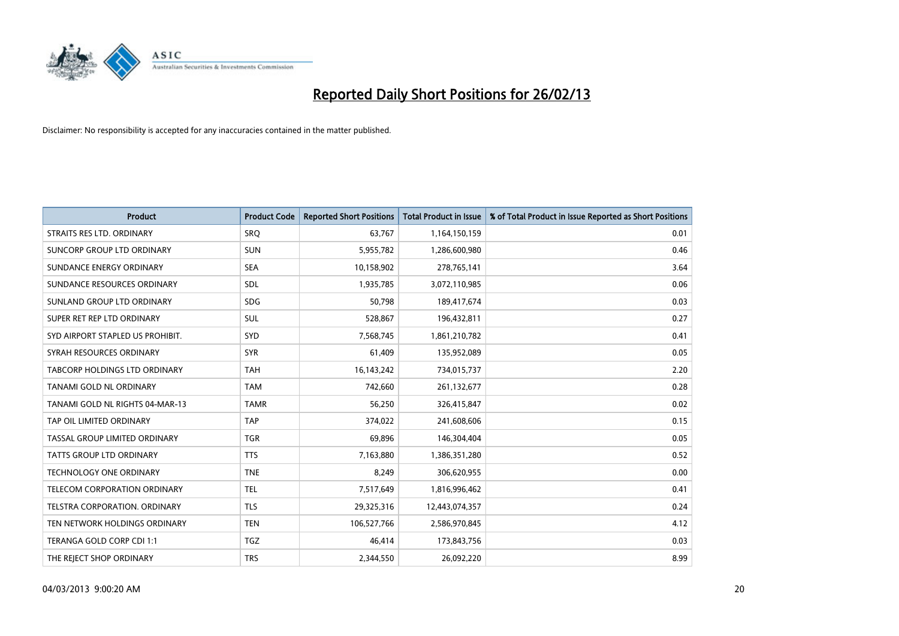# Reported Daily Short Positions for 26/02/13

Disclaimer: No responsibility is accepted for any inaccuracies contained in the matter published.

| Product | Product Code | Reported Short Positions | Total Product in Issue | % of Total Product in Issue Reported as Short Positions |
|---|---|---|---|---|
| STRAITS RES LTD. ORDINARY | SRQ | 63,767 | 1,164,150,159 | 0.01 |
| SUNCORP GROUP LTD ORDINARY | SUN | 5,955,782 | 1,286,600,980 | 0.46 |
| SUNDANCE ENERGY ORDINARY | SEA | 10,158,902 | 278,765,141 | 3.64 |
| SUNDANCE RESOURCES ORDINARY | SDL | 1,935,785 | 3,072,110,985 | 0.06 |
| SUNLAND GROUP LTD ORDINARY | SDG | 50,798 | 189,417,674 | 0.03 |
| SUPER RET REP LTD ORDINARY | SUL | 528,867 | 196,432,811 | 0.27 |
| SYD AIRPORT STAPLED US PROHIBIT. | SYD | 7,568,745 | 1,861,210,782 | 0.41 |
| SYRAH RESOURCES ORDINARY | SYR | 61,409 | 135,952,089 | 0.05 |
| TABCORP HOLDINGS LTD ORDINARY | TAH | 16,143,242 | 734,015,737 | 2.20 |
| TANAMI GOLD NL ORDINARY | TAM | 742,660 | 261,132,677 | 0.28 |
| TANAMI GOLD NL RIGHTS 04-MAR-13 | TAMR | 56,250 | 326,415,847 | 0.02 |
| TAP OIL LIMITED ORDINARY | TAP | 374,022 | 241,608,606 | 0.15 |
| TASSAL GROUP LIMITED ORDINARY | TGR | 69,896 | 146,304,404 | 0.05 |
| TATTS GROUP LTD ORDINARY | TTS | 7,163,880 | 1,386,351,280 | 0.52 |
| TECHNOLOGY ONE ORDINARY | TNE | 8,249 | 306,620,955 | 0.00 |
| TELECOM CORPORATION ORDINARY | TEL | 7,517,649 | 1,816,996,462 | 0.41 |
| TELSTRA CORPORATION. ORDINARY | TLS | 29,325,316 | 12,443,074,357 | 0.24 |
| TEN NETWORK HOLDINGS ORDINARY | TEN | 106,527,766 | 2,586,970,845 | 4.12 |
| TERANGA GOLD CORP CDI 1:1 | TGZ | 46,414 | 173,843,756 | 0.03 |
| THE REJECT SHOP ORDINARY | TRS | 2,344,550 | 26,092,220 | 8.99 |

04/03/2013 9:00:20 AM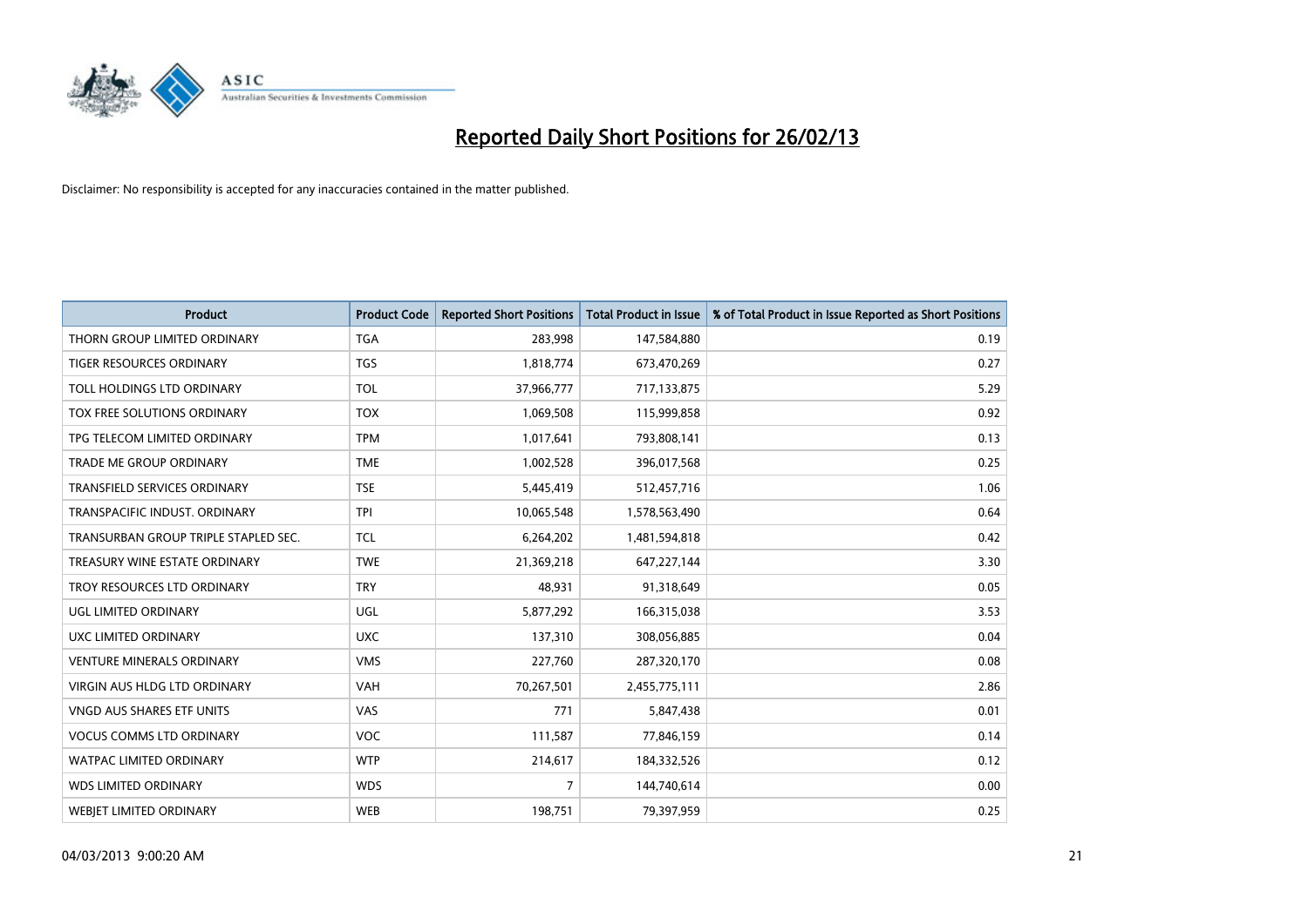# Reported Daily Short Positions for 26/02/13

Disclaimer: No responsibility is accepted for any inaccuracies contained in the matter published.

| Product | Product Code | Reported Short Positions | Total Product in Issue | % of Total Product in Issue Reported as Short Positions |
|---|---|---|---|---|
| THORN GROUP LIMITED ORDINARY | TGA | 283,998 | 147,584,880 | 0.19 |
| TIGER RESOURCES ORDINARY | TGS | 1,818,774 | 673,470,269 | 0.27 |
| TOLL HOLDINGS LTD ORDINARY | TOL | 37,966,777 | 717,133,875 | 5.29 |
| TOX FREE SOLUTIONS ORDINARY | TOX | 1,069,508 | 115,999,858 | 0.92 |
| TPG TELECOM LIMITED ORDINARY | TPM | 1,017,641 | 793,808,141 | 0.13 |
| TRADE ME GROUP ORDINARY | TME | 1,002,528 | 396,017,568 | 0.25 |
| TRANSFIELD SERVICES ORDINARY | TSE | 5,445,419 | 512,457,716 | 1.06 |
| TRANSPACIFIC INDUST. ORDINARY | TPI | 10,065,548 | 1,578,563,490 | 0.64 |
| TRANSURBAN GROUP TRIPLE STAPLED SEC. | TCL | 6,264,202 | 1,481,594,818 | 0.42 |
| TREASURY WINE ESTATE ORDINARY | TWE | 21,369,218 | 647,227,144 | 3.30 |
| TROY RESOURCES LTD ORDINARY | TRY | 48,931 | 91,318,649 | 0.05 |
| UGL LIMITED ORDINARY | UGL | 5,877,292 | 166,315,038 | 3.53 |
| UXC LIMITED ORDINARY | UXC | 137,310 | 308,056,885 | 0.04 |
| VENTURE MINERALS ORDINARY | VMS | 227,760 | 287,320,170 | 0.08 |
| VIRGIN AUS HLDG LTD ORDINARY | VAH | 70,267,501 | 2,455,775,111 | 2.86 |
| VNGD AUS SHARES ETF UNITS | VAS | 771 | 5,847,438 | 0.01 |
| VOCUS COMMS LTD ORDINARY | VOC | 111,587 | 77,846,159 | 0.14 |
| WATPAC LIMITED ORDINARY | WTP | 214,617 | 184,332,526 | 0.12 |
| WDS LIMITED ORDINARY | WDS | 7 | 144,740,614 | 0.00 |
| WEBJET LIMITED ORDINARY | WEB | 198,751 | 79,397,959 | 0.25 |

04/03/2013 9:00:20 AM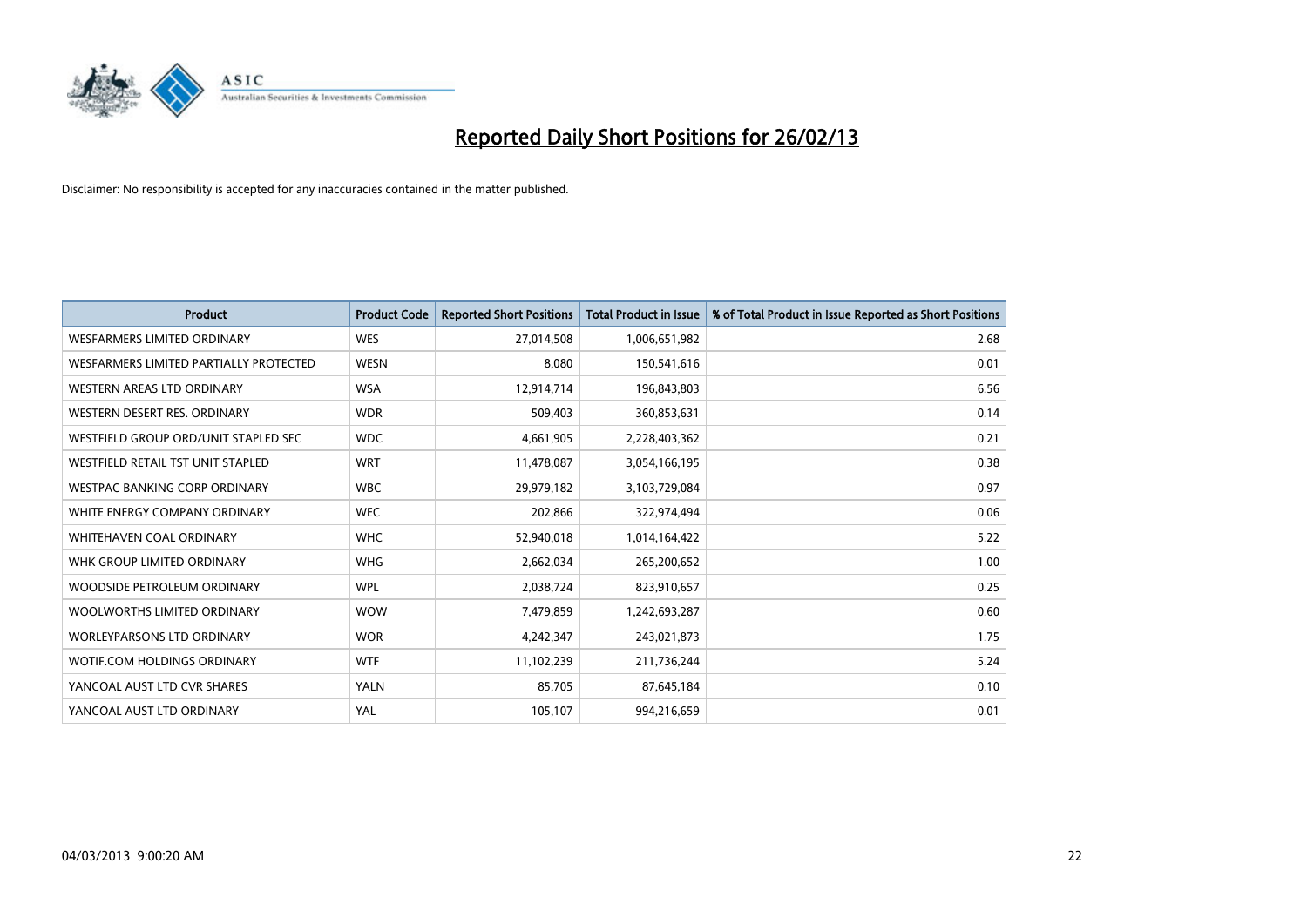# Reported Daily Short Positions for 26/02/13

Disclaimer: No responsibility is accepted for any inaccuracies contained in the matter published.

| Product | Product Code | Reported Short Positions | Total Product in Issue | % of Total Product in Issue Reported as Short Positions |
|---|---|---|---|---|
| WESFARMERS LIMITED ORDINARY | WES | 27,014,508 | 1,006,651,982 | 2.68 |
| WESFARMERS LIMITED PARTIALLY PROTECTED | WESN | 8,080 | 150,541,616 | 0.01 |
| WESTERN AREAS LTD ORDINARY | WSA | 12,914,714 | 196,843,803 | 6.56 |
| WESTERN DESERT RES. ORDINARY | WDR | 509,403 | 360,853,631 | 0.14 |
| WESTFIELD GROUP ORD/UNIT STAPLED SEC | WDC | 4,661,905 | 2,228,403,362 | 0.21 |
| WESTFIELD RETAIL TST UNIT STAPLED | WRT | 11,478,087 | 3,054,166,195 | 0.38 |
| WESTPAC BANKING CORP ORDINARY | WBC | 29,979,182 | 3,103,729,084 | 0.97 |
| WHITE ENERGY COMPANY ORDINARY | WEC | 202,866 | 322,974,494 | 0.06 |
| WHITEHAVEN COAL ORDINARY | WHC | 52,940,018 | 1,014,164,422 | 5.22 |
| WHK GROUP LIMITED ORDINARY | WHG | 2,662,034 | 265,200,652 | 1.00 |
| WOODSIDE PETROLEUM ORDINARY | WPL | 2,038,724 | 823,910,657 | 0.25 |
| WOOLWORTHS LIMITED ORDINARY | WOW | 7,479,859 | 1,242,693,287 | 0.60 |
| WORLEYPARSONS LTD ORDINARY | WOR | 4,242,347 | 243,021,873 | 1.75 |
| WOTIF.COM HOLDINGS ORDINARY | WTF | 11,102,239 | 211,736,244 | 5.24 |
| YANCOAL AUST LTD CVR SHARES | YALN | 85,705 | 87,645,184 | 0.10 |
| YANCOAL AUST LTD ORDINARY | YAL | 105,107 | 994,216,659 | 0.01 |

04/03/2013 9:00:20 AM